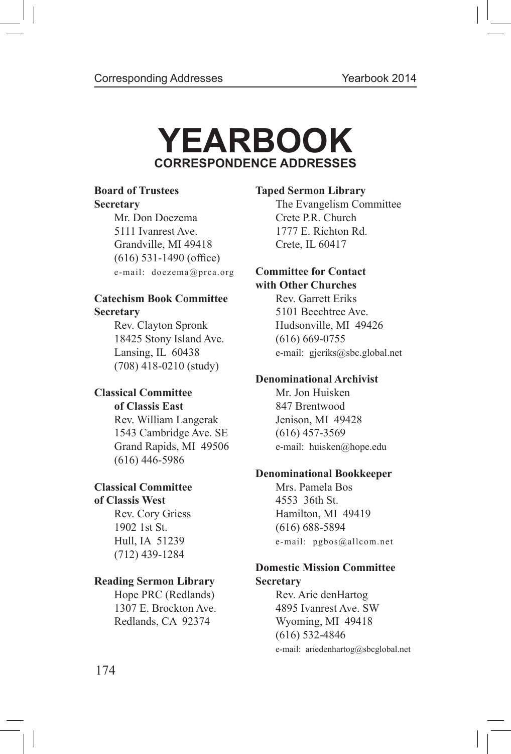# YEARBOOK

## CORRESPONDENCE ADDRESSES

**Board of Trustees**
**Secretary**

Mr. Don Doezema
5111 Ivanrest Ave.
Grandville, MI 49418
(616) 531-1490 (office)
e-mail: doezema@prca.org

**Catechism Book Committee**
**Secretary**

Rev. Clayton Spronk
18425 Stony Island Ave.
Lansing, IL 60438
(708) 418-0210 (study)

**Classical Committee**
**of Classis East**

Rev. William Langerak
1543 Cambridge Ave. SE
Grand Rapids, MI 49506
(616) 446-5986

**Classical Committee**
**of Classis West**

Rev. Cory Griess
1902 1st St.
Hull, IA 51239
(712) 439-1284

**Reading Sermon Library**

Hope PRC (Redlands)
1307 E. Brockton Ave.
Redlands, CA 92374

**Taped Sermon Library**

The Evangelism Committee
Crete P.R. Church
1777 E. Richton Rd.
Crete, IL 60417

**Committee for Contact**
**with Other Churches**

Rev. Garrett Eriks
5101 Beechtree Ave.
Hudsonville, MI 49426
(616) 669-0755
e-mail: gjeriks@sbc.global.net

**Denominational Archivist**

Mr. Jon Huisken
847 Brentwood
Jenison, MI 49428
(616) 457-3569
e-mail: huisken@hope.edu

**Denominational Bookkeeper**

Mrs. Pamela Bos
4553 36th St.
Hamilton, MI 49419
(616) 688-5894
e-mail: pgbos@allcom.net

**Domestic Mission Committee**
**Secretary**

Rev. Arie denHartog
4895 Ivanrest Ave. SW
Wyoming, MI 49418
(616) 532-4846
e-mail: ariedenhartog@sbcglobal.net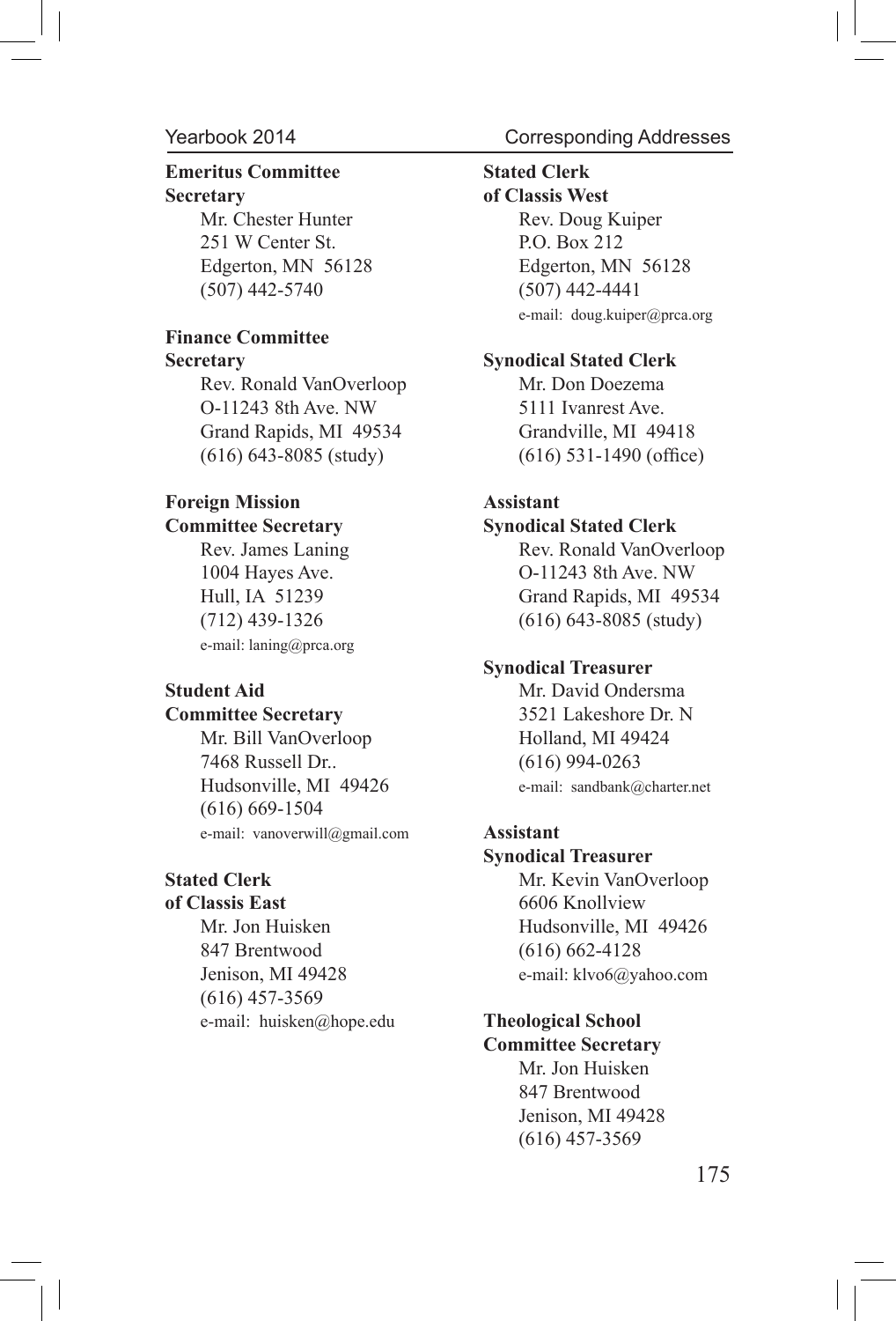**Emeritus Committee Secretary**

Mr. Chester Hunter
251 W Center St.
Edgerton, MN 56128
(507) 442-5740

**Finance Committee Secretary**

Rev. Ronald VanOverloop
O-11243 8th Ave. NW
Grand Rapids, MI 49534
(616) 643-8085 (study)

**Foreign Mission Committee Secretary**

Rev. James Laning
1004 Hayes Ave.
Hull, IA 51239
(712) 439-1326
e-mail: laning@prca.org

**Student Aid Committee Secretary**

Mr. Bill VanOverloop
7468 Russell Dr..
Hudsonville, MI 49426
(616) 669-1504
e-mail: vanoverwill@gmail.com

**Stated Clerk of Classis East**

Mr. Jon Huisken
847 Brentwood
Jenison, MI 49428
(616) 457-3569
e-mail: huisken@hope.edu

**Stated Clerk of Classis West**

Rev. Doug Kuiper
P.O. Box 212
Edgerton, MN 56128
(507) 442-4441
e-mail: doug.kuiper@prca.org

**Synodical Stated Clerk**

Mr. Don Doezema
5111 Ivanrest Ave.
Grandville, MI 49418
(616) 531-1490 (office)

**Assistant Synodical Stated Clerk**

Rev. Ronald VanOverloop
O-11243 8th Ave. NW
Grand Rapids, MI 49534
(616) 643-8085 (study)

**Synodical Treasurer**

Mr. David Ondersma
3521 Lakeshore Dr. N
Holland, MI 49424
(616) 994-0263
e-mail: sandbank@charter.net

**Assistant Synodical Treasurer**

Mr. Kevin VanOverloop
6606 Knollview
Hudsonville, MI 49426
(616) 662-4128
e-mail: klvo6@yahoo.com

**Theological School Committee Secretary**

Mr. Jon Huisken
847 Brentwood
Jenison, MI 49428
(616) 457-3569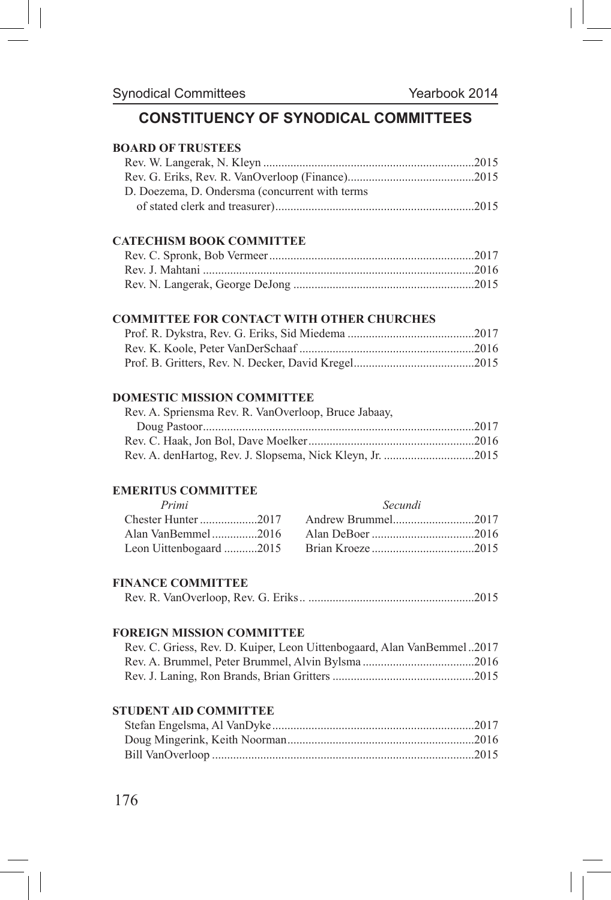# CONSTITUENCY OF SYNODICAL COMMITTEES

## BOARD OF TRUSTEES

Rev. W. Langerak, N. Kleyn ..................................................................2015
Rev. G. Eriks, Rev. R. VanOverloop (Finance).........................................2015
D. Doezema, D. Ondersma (concurrent with terms
of stated clerk and treasurer).................................................................2015

## CATECHISM BOOK COMMITTEE

Rev. C. Spronk, Bob Vermeer..................................................................2017
Rev. J. Mahtani .........................................................................................2016
Rev. N. Langerak, George DeJong ...........................................................2015

## COMMITTEE FOR CONTACT WITH OTHER CHURCHES

Prof. R. Dykstra, Rev. G. Eriks, Sid Miedema .........................................2017
Rev. K. Koole, Peter VanDerSchaaf .........................................................2016
Prof. B. Gritters, Rev. N. Decker, David Kregel.......................................2015

## DOMESTIC MISSION COMMITTEE

Rev. A. Spriensma Rev. R. VanOverloop, Bruce Jabaay,
Doug Pastoor.........................................................................................2017
Rev. C. Haak, Jon Bol, Dave Moelker......................................................2016
Rev. A. denHartog, Rev. J. Slopsema, Nick Kleyn, Jr. .............................2015

## EMERITUS COMMITTEE

| *Primi* | | *Secundi* | |
|---|---|---|---|
| Chester Hunter | 2017 | Andrew Brummel | 2017 |
| Alan VanBemmel | 2016 | Alan DeBoer | 2016 |
| Leon Uittenbogaard | 2015 | Brian Kroeze | 2015 |

## FINANCE COMMITTEE

Rev. R. VanOverloop, Rev. G. Eriks.. .......................................................2015

## FOREIGN MISSION COMMITTEE

Rev. C. Griess, Rev. D. Kuiper, Leon Uittenbogaard, Alan VanBemmel ..2017
Rev. A. Brummel, Peter Brummel, Alvin Bylsma ....................................2016
Rev. J. Laning, Ron Brands, Brian Gritters ..............................................2015

## STUDENT AID COMMITTEE

Stefan Engelsma, Al VanDyke..................................................................2017
Doug Mingerink, Keith Noorman.............................................................2016
Bill VanOverloop .....................................................................................2015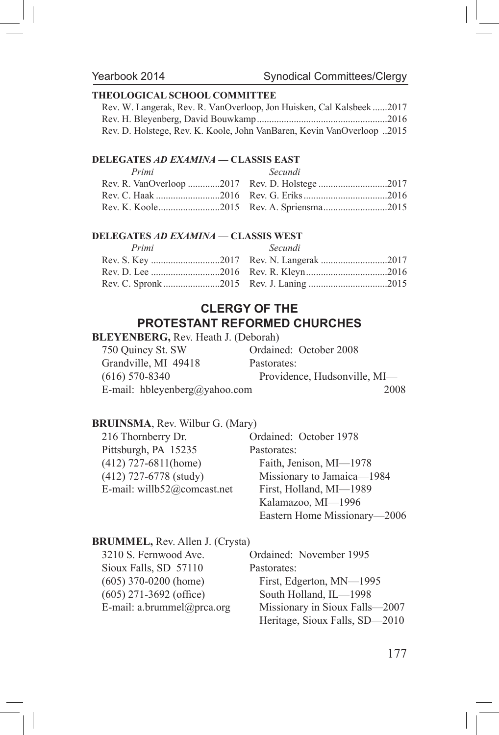**THEOLOGICAL SCHOOL COMMITTEE**

Rev. W. Langerak, Rev. R. VanOverloop, Jon Huisken, Cal Kalsbeek ......2017
Rev. H. Bleyenberg, David Bouwkamp ....................................................2016
Rev. D. Holstege, Rev. K. Koole, John VanBaren, Kevin VanOverloop ..2015

**DELEGATES *AD EXAMINA* — CLASSIS EAST**

| *Primi* | | *Secundi* | |
|---|---|---|---|
| Rev. R. VanOverloop | 2017 | Rev. D. Holstege | 2017 |
| Rev. C. Haak | 2016 | Rev. G. Eriks | 2016 |
| Rev. K. Koole | 2015 | Rev. A. Spriensma | 2015 |

**DELEGATES *AD EXAMINA* — CLASSIS WEST**

| *Primi* | | *Secundi* | |
|---|---|---|---|
| Rev. S. Key | 2017 | Rev. N. Langerak | 2017 |
| Rev. D. Lee | 2016 | Rev. R. Kleyn | 2016 |
| Rev. C. Spronk | 2015 | Rev. J. Laning | 2015 |

## CLERGY OF THE PROTESTANT REFORMED CHURCHES

**BLEYENBERG,** Rev. Heath J. (Deborah)

750 Quincy St. SW
Grandville, MI 49418
(616) 570-8340
E-mail: hbleyenberg@yahoo.com

Ordained: October 2008
Pastorates:
Providence, Hudsonville, MI—2008

**BRUINSMA**, Rev. Wilbur G. (Mary)

216 Thornberry Dr.
Pittsburgh, PA 15235
(412) 727-6811(home)
(412) 727-6778 (study)
E-mail: willb52@comcast.net

Ordained: October 1978
Pastorates:
Faith, Jenison, MI—1978
Missionary to Jamaica—1984
First, Holland, MI—1989
Kalamazoo, MI—1996
Eastern Home Missionary—2006

**BRUMMEL,** Rev. Allen J. (Crysta)

3210 S. Fernwood Ave.
Sioux Falls, SD 57110
(605) 370-0200 (home)
(605) 271-3692 (office)
E-mail: a.brummel@prca.org

Ordained: November 1995
Pastorates:
First, Edgerton, MN—1995
South Holland, IL—1998
Missionary in Sioux Falls—2007
Heritage, Sioux Falls, SD—2010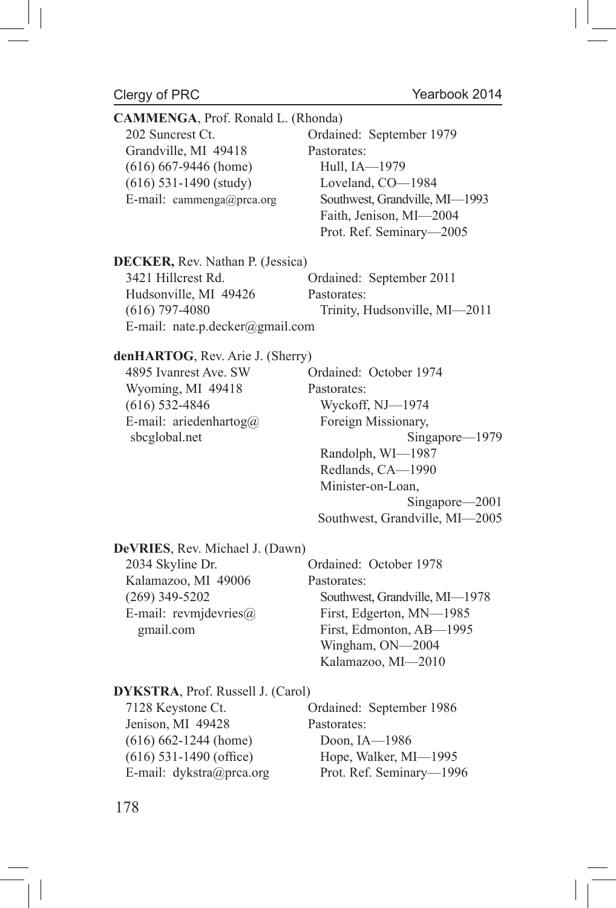**CAMMENGA**, Prof. Ronald L. (Rhonda)

202 Suncrest Ct.
Grandville, MI 49418
(616) 667-9446 (home)
(616) 531-1490 (study)
E-mail: cammenga@prca.org

Ordained: September 1979
Pastorates:
Hull, IA—1979
Loveland, CO—1984
Southwest, Grandville, MI—1993
Faith, Jenison, MI—2004
Prot. Ref. Seminary—2005

**DECKER,** Rev. Nathan P. (Jessica)

3421 Hillcrest Rd.
Hudsonville, MI 49426
(616) 797-4080
E-mail: nate.p.decker@gmail.com

Ordained: September 2011
Pastorates:
Trinity, Hudsonville, MI—2011

**denHARTOG**, Rev. Arie J. (Sherry)

4895 Ivanrest Ave. SW
Wyoming, MI 49418
(616) 532-4846
E-mail: ariedenhartog@sbcglobal.net

Ordained: October 1974
Pastorates:
Wyckoff, NJ—1974
Foreign Missionary, Singapore—1979
Randolph, WI—1987
Redlands, CA—1990
Minister-on-Loan, Singapore—2001
Southwest, Grandville, MI—2005

**DeVRIES**, Rev. Michael J. (Dawn)

2034 Skyline Dr.
Kalamazoo, MI 49006
(269) 349-5202
E-mail: revmjdevries@gmail.com

Ordained: October 1978
Pastorates:
Southwest, Grandville, MI—1978
First, Edgerton, MN—1985
First, Edmonton, AB—1995
Wingham, ON—2004
Kalamazoo, MI—2010

**DYKSTRA**, Prof. Russell J. (Carol)

7128 Keystone Ct.
Jenison, MI 49428
(616) 662-1244 (home)
(616) 531-1490 (office)
E-mail: dykstra@prca.org

Ordained: September 1986
Pastorates:
Doon, IA—1986
Hope, Walker, MI—1995
Prot. Ref. Seminary—1996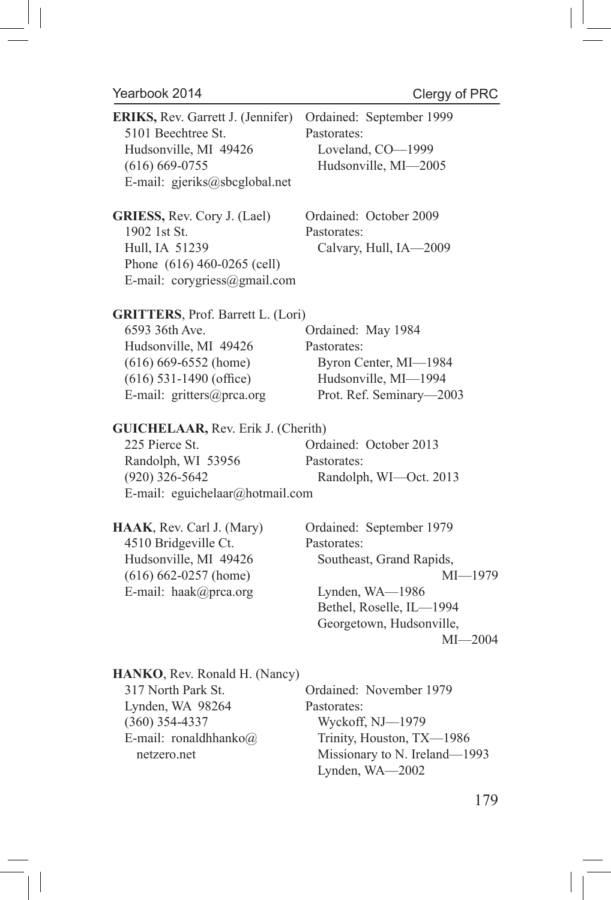**ERIKS,** Rev. Garrett J. (Jennifer)
5101 Beechtree St.
Hudsonville, MI 49426
(616) 669-0755
E-mail: gjeriks@sbcglobal.net

Ordained: September 1999
Pastorates:
Loveland, CO—1999
Hudsonville, MI—2005

**GRIESS,** Rev. Cory J. (Lael)
1902 1st St.
Hull, IA 51239
Phone (616) 460-0265 (cell)
E-mail: corygriess@gmail.com

Ordained: October 2009
Pastorates:
Calvary, Hull, IA—2009

**GRITTERS**, Prof. Barrett L. (Lori)
6593 36th Ave.
Hudsonville, MI 49426
(616) 669-6552 (home)
(616) 531-1490 (office)
E-mail: gritters@prca.org

Ordained: May 1984
Pastorates:
Byron Center, MI—1984
Hudsonville, MI—1994
Prot. Ref. Seminary—2003

**GUICHELAAR,** Rev. Erik J. (Cherith)
225 Pierce St.
Randolph, WI 53956
(920) 326-5642
E-mail: eguichelaar@hotmail.com

Ordained: October 2013
Pastorates:
Randolph, WI—Oct. 2013

**HAAK**, Rev. Carl J. (Mary)
4510 Bridgeville Ct.
Hudsonville, MI 49426
(616) 662-0257 (home)
E-mail: haak@prca.org

Ordained: September 1979
Pastorates:
Southeast, Grand Rapids, MI—1979
Lynden, WA—1986
Bethel, Roselle, IL—1994
Georgetown, Hudsonville, MI—2004

**HANKO**, Rev. Ronald H. (Nancy)
317 North Park St.
Lynden, WA 98264
(360) 354-4337
E-mail: ronaldhhanko@netzero.net

Ordained: November 1979
Pastorates:
Wyckoff, NJ—1979
Trinity, Houston, TX—1986
Missionary to N. Ireland—1993
Lynden, WA—2002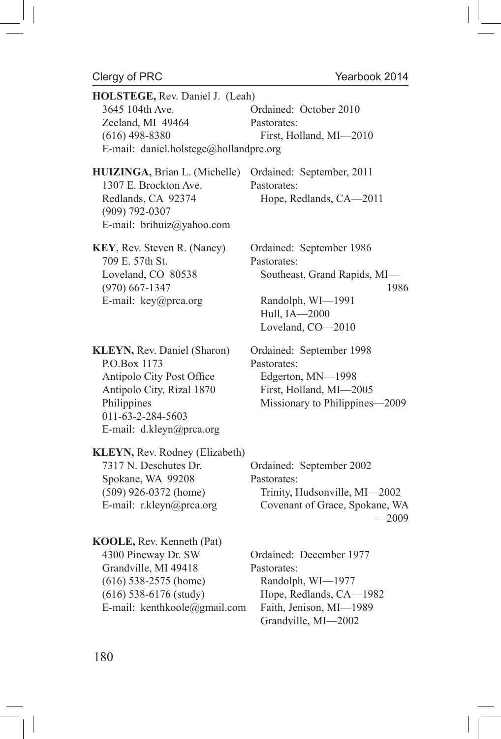**HOLSTEGE,** Rev. Daniel J. (Leah)
3645 104th Ave.
Zeeland, MI 49464
(616) 498-8380
E-mail: daniel.holstege@hollandprc.org

Ordained: October 2010
Pastorates:
First, Holland, MI—2010

**HUIZINGA,** Brian L. (Michelle)
1307 E. Brockton Ave.
Redlands, CA 92374
(909) 792-0307
E-mail: brihuiz@yahoo.com

Ordained: September, 2011
Pastorates:
Hope, Redlands, CA—2011

**KEY**, Rev. Steven R. (Nancy)
709 E. 57th St.
Loveland, CO 80538
(970) 667-1347
E-mail: key@prca.org

Ordained: September 1986
Pastorates:
Southeast, Grand Rapids, MI—1986
Randolph, WI—1991
Hull, IA—2000
Loveland, CO—2010

**KLEYN,** Rev. Daniel (Sharon)
P.O.Box 1173
Antipolo City Post Office
Antipolo City, Rizal 1870
Philippines
011-63-2-284-5603
E-mail: d.kleyn@prca.org

Ordained: September 1998
Pastorates:
Edgerton, MN—1998
First, Holland, MI—2005
Missionary to Philippines—2009

**KLEYN,** Rev. Rodney (Elizabeth)
7317 N. Deschutes Dr.
Spokane, WA 99208
(509) 926-0372 (home)
E-mail: r.kleyn@prca.org

Ordained: September 2002
Pastorates:
Trinity, Hudsonville, MI—2002
Covenant of Grace, Spokane, WA—2009

**KOOLE,** Rev. Kenneth (Pat)
4300 Pineway Dr. SW
Grandville, MI 49418
(616) 538-2575 (home)
(616) 538-6176 (study)
E-mail: kenthkoole@gmail.com

Ordained: December 1977
Pastorates:
Randolph, WI—1977
Hope, Redlands, CA—1982
Faith, Jenison, MI—1989
Grandville, MI—2002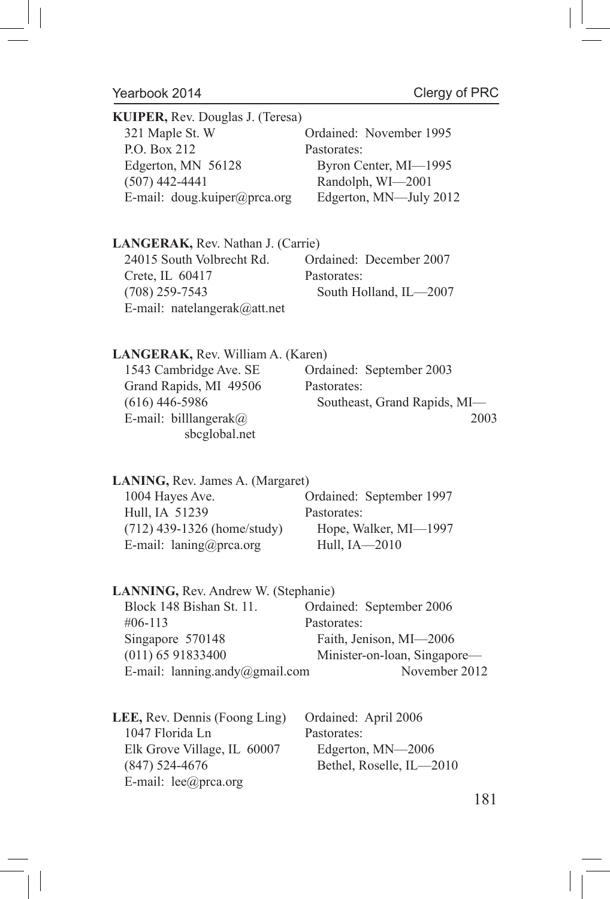**KUIPER,** Rev. Douglas J. (Teresa)

321 Maple St. W
P.O. Box 212
Edgerton, MN 56128
(507) 442-4441
E-mail: doug.kuiper@prca.org

Ordained: November 1995
Pastorates:
Byron Center, MI—1995
Randolph, WI—2001
Edgerton, MN—July 2012

**LANGERAK,** Rev. Nathan J. (Carrie)

24015 South Volbrecht Rd.
Crete, IL 60417
(708) 259-7543
E-mail: natelangerak@att.net

Ordained: December 2007
Pastorates:
South Holland, IL—2007

**LANGERAK,** Rev. William A. (Karen)

1543 Cambridge Ave. SE
Grand Rapids, MI 49506
(616) 446-5986
E-mail: billlangerak@sbcglobal.net

Ordained: September 2003
Pastorates:
Southeast, Grand Rapids, MI—2003

**LANING,** Rev. James A. (Margaret)

1004 Hayes Ave.
Hull, IA 51239
(712) 439-1326 (home/study)
E-mail: laning@prca.org

Ordained: September 1997
Pastorates:
Hope, Walker, MI—1997
Hull, IA—2010

**LANNING,** Rev. Andrew W. (Stephanie)

Block 148 Bishan St. 11.
#06-113
Singapore 570148
(011) 65 91833400
E-mail: lanning.andy@gmail.com

Ordained: September 2006
Pastorates:
Faith, Jenison, MI—2006
Minister-on-loan, Singapore—November 2012

**LEE,** Rev. Dennis (Foong Ling)

1047 Florida Ln
Elk Grove Village, IL 60007
(847) 524-4676
E-mail: lee@prca.org

Ordained: April 2006
Pastorates:
Edgerton, MN—2006
Bethel, Roselle, IL—2010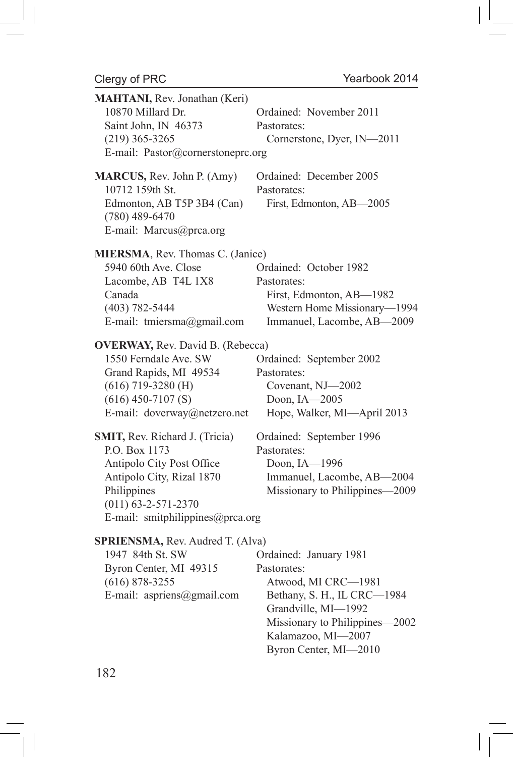**MAHTANI,** Rev. Jonathan (Keri)
10870 Millard Dr.
Saint John, IN 46373
(219) 365-3265
E-mail: Pastor@cornerstoneprc.org

Ordained: November 2011
Pastorates:
Cornerstone, Dyer, IN—2011

**MARCUS,** Rev. John P. (Amy)
10712 159th St.
Edmonton, AB T5P 3B4 (Can)
(780) 489-6470
E-mail: Marcus@prca.org

Ordained: December 2005
Pastorates:
First, Edmonton, AB—2005

**MIERSMA**, Rev. Thomas C. (Janice)
5940 60th Ave. Close
Lacombe, AB T4L 1X8
Canada
(403) 782-5444
E-mail: tmiersma@gmail.com

Ordained: October 1982
Pastorates:
First, Edmonton, AB—1982
Western Home Missionary—1994
Immanuel, Lacombe, AB—2009

**OVERWAY,** Rev. David B. (Rebecca)
1550 Ferndale Ave. SW
Grand Rapids, MI 49534
(616) 719-3280 (H)
(616) 450-7107 (S)
E-mail: doverway@netzero.net

Ordained: September 2002
Pastorates:
Covenant, NJ—2002
Doon, IA—2005
Hope, Walker, MI—April 2013

**SMIT,** Rev. Richard J. (Tricia)
P.O. Box 1173
Antipolo City Post Office
Antipolo City, Rizal 1870
Philippines
(011) 63-2-571-2370
E-mail: smitphilippines@prca.org

Ordained: September 1996
Pastorates:
Doon, IA—1996
Immanuel, Lacombe, AB—2004
Missionary to Philippines—2009

**SPRIENSMA,** Rev. Audred T. (Alva)
1947 84th St. SW
Byron Center, MI 49315
(616) 878-3255
E-mail: aspriens@gmail.com

Ordained: January 1981
Pastorates:
Atwood, MI CRC—1981
Bethany, S. H., IL CRC—1984
Grandville, MI—1992
Missionary to Philippines—2002
Kalamazoo, MI—2007
Byron Center, MI—2010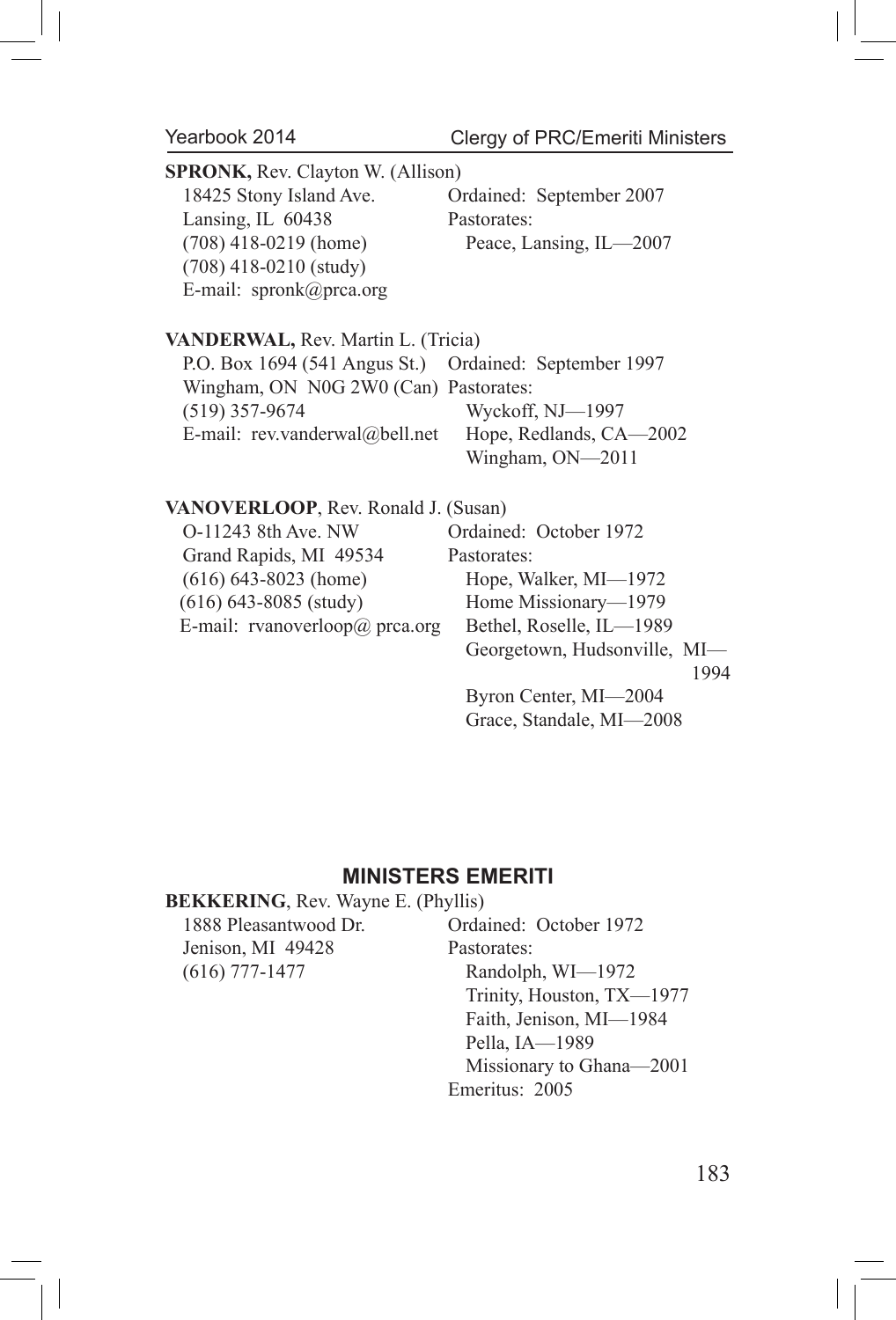**SPRONK,** Rev. Clayton W. (Allison)

18425 Stony Island Ave.
Lansing, IL 60438
(708) 418-0219 (home)
(708) 418-0210 (study)
E-mail: spronk@prca.org

Ordained: September 2007
Pastorates:
Peace, Lansing, IL—2007

**VANDERWAL,** Rev. Martin L. (Tricia)

P.O. Box 1694 (541 Angus St.)
Wingham, ON N0G 2W0 (Can)
(519) 357-9674
E-mail: rev.vanderwal@bell.net

Ordained: September 1997
Pastorates:
Wyckoff, NJ—1997
Hope, Redlands, CA—2002
Wingham, ON—2011

**VANOVERLOOP**, Rev. Ronald J. (Susan)

O-11243 8th Ave. NW
Grand Rapids, MI 49534
(616) 643-8023 (home)
(616) 643-8085 (study)
E-mail: rvanoverloop@ prca.org

Ordained: October 1972
Pastorates:
Hope, Walker, MI—1972
Home Missionary—1979
Bethel, Roselle, IL—1989
Georgetown, Hudsonville, MI—1994
Byron Center, MI—2004
Grace, Standale, MI—2008

## MINISTERS EMERITI

**BEKKERING**, Rev. Wayne E. (Phyllis)

1888 Pleasantwood Dr.
Jenison, MI 49428
(616) 777-1477

Ordained: October 1972
Pastorates:
Randolph, WI—1972
Trinity, Houston, TX—1977
Faith, Jenison, MI—1984
Pella, IA—1989
Missionary to Ghana—2001
Emeritus: 2005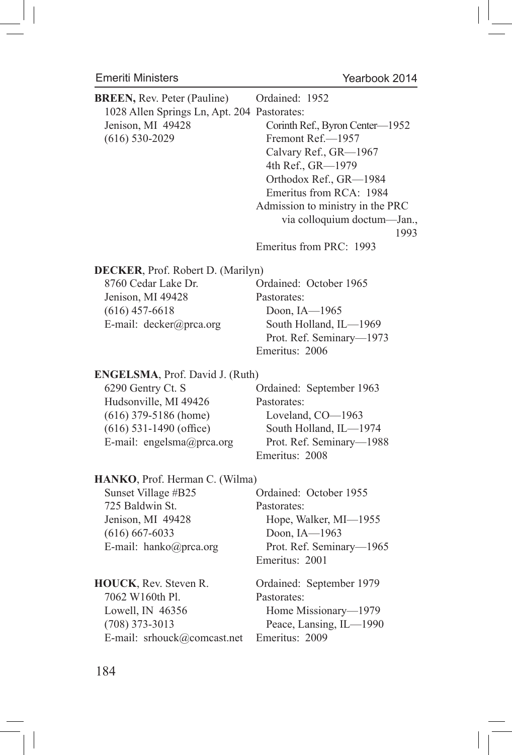**BREEN,** Rev. Peter (Pauline)
1028 Allen Springs Ln, Apt. 204
Jenison, MI 49428
(616) 530-2029

Ordained: 1952
Pastorates:
- Corinth Ref., Byron Center—1952
- Fremont Ref.—1957
- Calvary Ref., GR—1967
- 4th Ref., GR—1979
- Orthodox Ref., GR—1984
- Emeritus from RCA: 1984

Admission to ministry in the PRC via colloquium doctum—Jan., 1993
Emeritus from PRC: 1993

**DECKER**, Prof. Robert D. (Marilyn)
8760 Cedar Lake Dr.
Jenison, MI 49428
(616) 457-6618
E-mail: decker@prca.org

Ordained: October 1965
Pastorates:
- Doon, IA—1965
- South Holland, IL—1969
- Prot. Ref. Seminary—1973

Emeritus: 2006

**ENGELSMA**, Prof. David J. (Ruth)
6290 Gentry Ct. S
Hudsonville, MI 49426
(616) 379-5186 (home)
(616) 531-1490 (office)
E-mail: engelsma@prca.org

Ordained: September 1963
Pastorates:
- Loveland, CO—1963
- South Holland, IL—1974
- Prot. Ref. Seminary—1988

Emeritus: 2008

**HANKO**, Prof. Herman C. (Wilma)
Sunset Village #B25
725 Baldwin St.
Jenison, MI 49428
(616) 667-6033
E-mail: hanko@prca.org

Ordained: October 1955
Pastorates:
- Hope, Walker, MI—1955
- Doon, IA—1963
- Prot. Ref. Seminary—1965

Emeritus: 2001

**HOUCK**, Rev. Steven R.
7062 W160th Pl.
Lowell, IN 46356
(708) 373-3013
E-mail: srhouck@comcast.net

Ordained: September 1979
Pastorates:
- Home Missionary—1979
- Peace, Lansing, IL—1990

Emeritus: 2009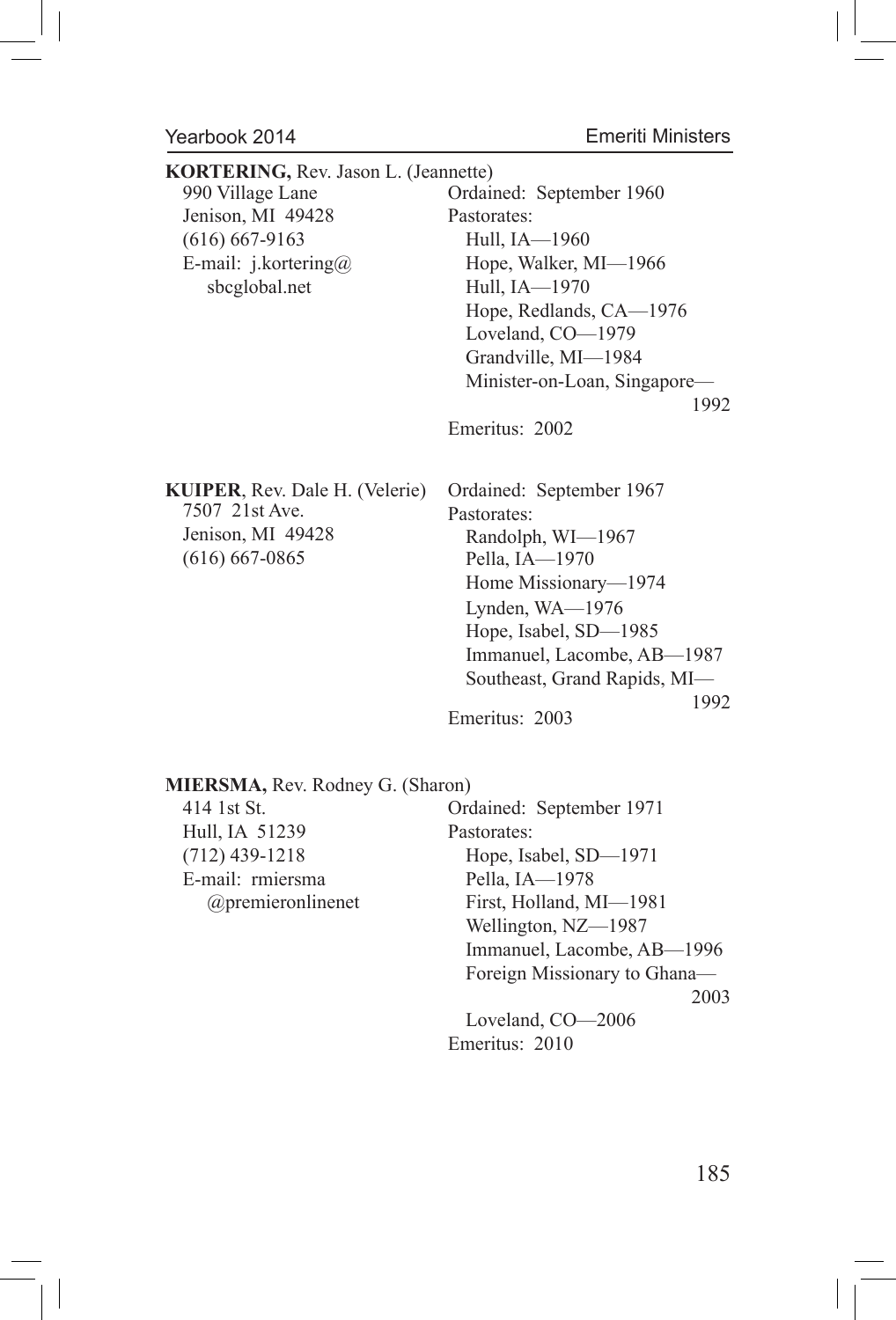**KORTERING,** Rev. Jason L. (Jeannette)

990 Village Lane
Jenison, MI 49428
(616) 667-9163
E-mail: j.kortering@sbcglobal.net

Ordained: September 1960
Pastorates:
- Hull, IA—1960
- Hope, Walker, MI—1966
- Hull, IA—1970
- Hope, Redlands, CA—1976
- Loveland, CO—1979
- Grandville, MI—1984
- Minister-on-Loan, Singapore—1992

Emeritus: 2002

**KUIPER**, Rev. Dale H. (Velerie)

7507 21st Ave.
Jenison, MI 49428
(616) 667-0865

Ordained: September 1967
Pastorates:
- Randolph, WI—1967
- Pella, IA—1970
- Home Missionary—1974
- Lynden, WA—1976
- Hope, Isabel, SD—1985
- Immanuel, Lacombe, AB—1987
- Southeast, Grand Rapids, MI—1992

Emeritus: 2003

**MIERSMA,** Rev. Rodney G. (Sharon)

414 1st St.
Hull, IA 51239
(712) 439-1218
E-mail: rmiersma@premieronlinenet

Ordained: September 1971
Pastorates:
- Hope, Isabel, SD—1971
- Pella, IA—1978
- First, Holland, MI—1981
- Wellington, NZ—1987
- Immanuel, Lacombe, AB—1996
- Foreign Missionary to Ghana—2003
- Loveland, CO—2006

Emeritus: 2010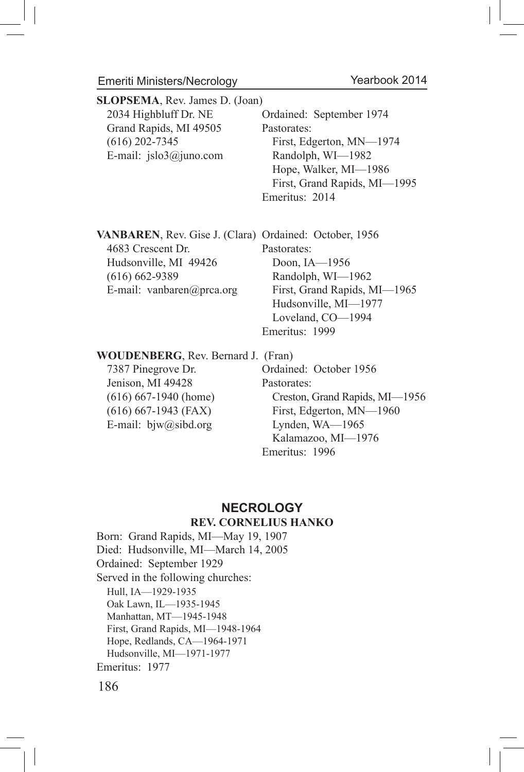**SLOPSEMA**, Rev. James D. (Joan)

2034 Highbluff Dr. NE
Grand Rapids, MI 49505
(616) 202-7345
E-mail: jslo3@juno.com

Ordained: September 1974
Pastorates:
- First, Edgerton, MN—1974
- Randolph, WI—1982
- Hope, Walker, MI—1986
- First, Grand Rapids, MI—1995

Emeritus: 2014

**VANBAREN**, Rev. Gise J. (Clara)

4683 Crescent Dr.
Hudsonville, MI 49426
(616) 662-9389
E-mail: vanbaren@prca.org

Ordained: October, 1956
Pastorates:
- Doon, IA—1956
- Randolph, WI—1962
- First, Grand Rapids, MI—1965
- Hudsonville, MI—1977
- Loveland, CO—1994

Emeritus: 1999

**WOUDENBERG**, Rev. Bernard J. (Fran)

7387 Pinegrove Dr.
Jenison, MI 49428
(616) 667-1940 (home)
(616) 667-1943 (FAX)
E-mail: bjw@sibd.org

Ordained: October 1956
Pastorates:
- Creston, Grand Rapids, MI—1956
- First, Edgerton, MN—1960
- Lynden, WA—1965
- Kalamazoo, MI—1976

Emeritus: 1996

## NECROLOGY

### REV. CORNELIUS HANKO

Born: Grand Rapids, MI—May 19, 1907
Died: Hudsonville, MI—March 14, 2005
Ordained: September 1929
Served in the following churches:
- Hull, IA—1929-1935
- Oak Lawn, IL—1935-1945
- Manhattan, MT—1945-1948
- First, Grand Rapids, MI—1948-1964
- Hope, Redlands, CA—1964-1971
- Hudsonville, MI—1971-1977

Emeritus: 1977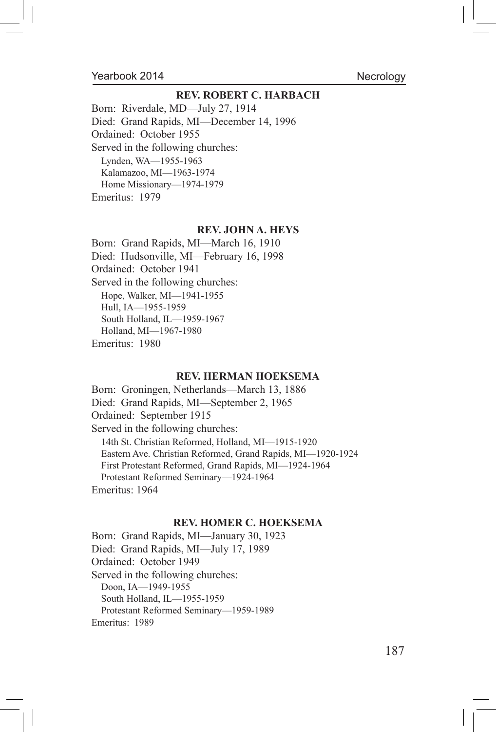### REV. ROBERT C. HARBACH

Born: Riverdale, MD—July 27, 1914
Died: Grand Rapids, MI—December 14, 1996
Ordained: October 1955
Served in the following churches:
- Lynden, WA—1955-1963
- Kalamazoo, MI—1963-1974
- Home Missionary—1974-1979

Emeritus: 1979

### REV. JOHN A. HEYS

Born: Grand Rapids, MI—March 16, 1910
Died: Hudsonville, MI—February 16, 1998
Ordained: October 1941
Served in the following churches:
- Hope, Walker, MI—1941-1955
- Hull, IA—1955-1959
- South Holland, IL—1959-1967
- Holland, MI—1967-1980

Emeritus: 1980

### REV. HERMAN HOEKSEMA

Born: Groningen, Netherlands—March 13, 1886
Died: Grand Rapids, MI—September 2, 1965
Ordained: September 1915
Served in the following churches:
- 14th St. Christian Reformed, Holland, MI—1915-1920
- Eastern Ave. Christian Reformed, Grand Rapids, MI—1920-1924
- First Protestant Reformed, Grand Rapids, MI—1924-1964
- Protestant Reformed Seminary—1924-1964

Emeritus: 1964

### REV. HOMER C. HOEKSEMA

Born: Grand Rapids, MI—January 30, 1923
Died: Grand Rapids, MI—July 17, 1989
Ordained: October 1949
Served in the following churches:
- Doon, IA—1949-1955
- South Holland, IL—1955-1959
- Protestant Reformed Seminary—1959-1989

Emeritus: 1989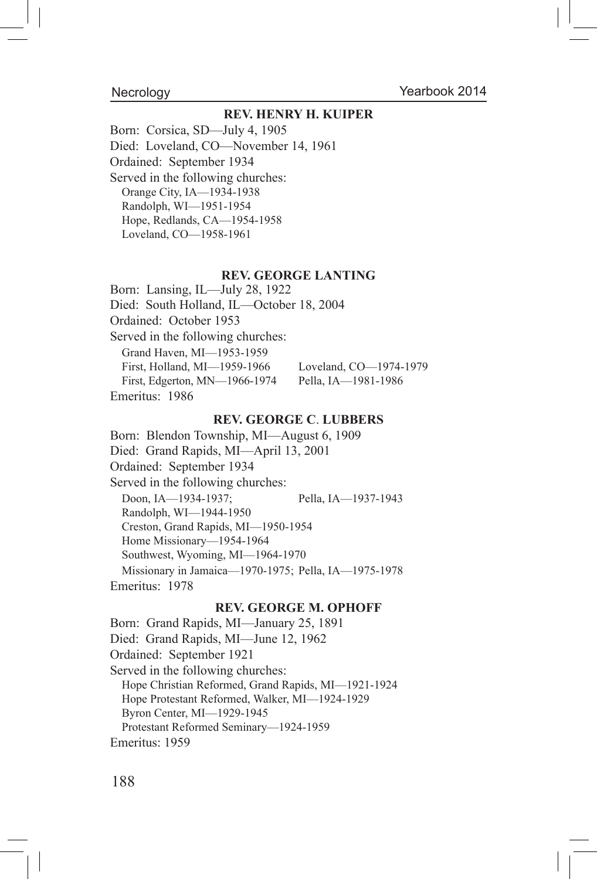### REV. HENRY H. KUIPER

Born: Corsica, SD—July 4, 1905
Died: Loveland, CO—November 14, 1961
Ordained: September 1934
Served in the following churches:

- Orange City, IA—1934-1938
- Randolph, WI—1951-1954
- Hope, Redlands, CA—1954-1958
- Loveland, CO—1958-1961

### REV. GEORGE LANTING

Born: Lansing, IL—July 28, 1922
Died: South Holland, IL—October 18, 2004
Ordained: October 1953
Served in the following churches:

- Grand Haven, MI—1953-1959
- First, Holland, MI—1959-1966
- First, Edgerton, MN—1966-1974
- Loveland, CO—1974-1979
- Pella, IA—1981-1986

Emeritus: 1986

### REV. GEORGE C. LUBBERS

Born: Blendon Township, MI—August 6, 1909
Died: Grand Rapids, MI—April 13, 2001
Ordained: September 1934
Served in the following churches:

- Doon, IA—1934-1937; Pella, IA—1937-1943
- Randolph, WI—1944-1950
- Creston, Grand Rapids, MI—1950-1954
- Home Missionary—1954-1964
- Southwest, Wyoming, MI—1964-1970
- Missionary in Jamaica—1970-1975; Pella, IA—1975-1978

Emeritus: 1978

### REV. GEORGE M. OPHOFF

Born: Grand Rapids, MI—January 25, 1891
Died: Grand Rapids, MI—June 12, 1962
Ordained: September 1921
Served in the following churches:

- Hope Christian Reformed, Grand Rapids, MI—1921-1924
- Hope Protestant Reformed, Walker, MI—1924-1929
- Byron Center, MI—1929-1945
- Protestant Reformed Seminary—1924-1959

Emeritus: 1959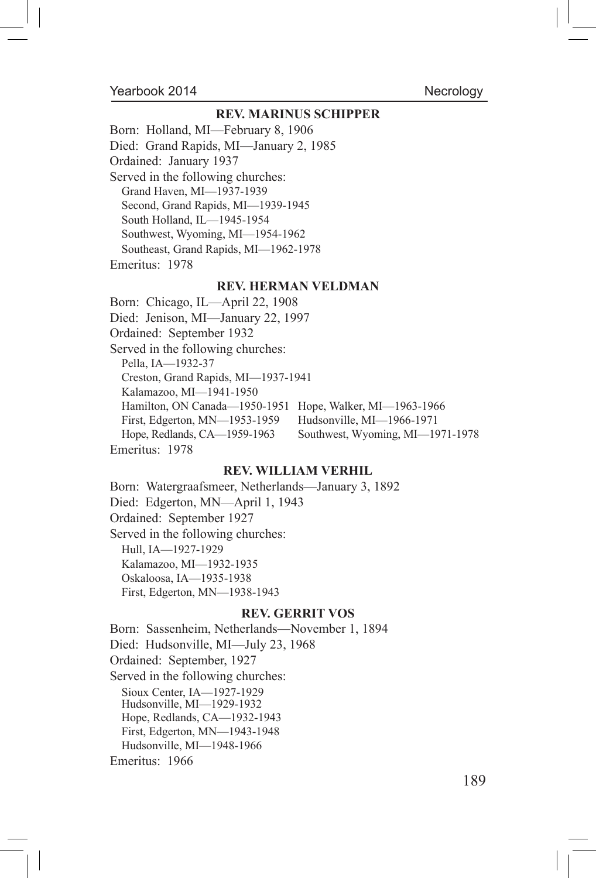### REV. MARINUS SCHIPPER

Born: Holland, MI—February 8, 1906
Died: Grand Rapids, MI—January 2, 1985
Ordained: January 1937
Served in the following churches:

- Grand Haven, MI—1937-1939
- Second, Grand Rapids, MI—1939-1945
- South Holland, IL—1945-1954
- Southwest, Wyoming, MI—1954-1962
- Southeast, Grand Rapids, MI—1962-1978

Emeritus: 1978

### REV. HERMAN VELDMAN

Born: Chicago, IL—April 22, 1908
Died: Jenison, MI—January 22, 1997
Ordained: September 1932
Served in the following churches:

- Pella, IA—1932-37
- Creston, Grand Rapids, MI—1937-1941
- Kalamazoo, MI—1941-1950
- Hamilton, ON Canada—1950-1951
- First, Edgerton, MN—1953-1959
- Hope, Redlands, CA—1959-1963
- Hope, Walker, MI—1963-1966
- Hudsonville, MI—1966-1971
- Southwest, Wyoming, MI—1971-1978

Emeritus: 1978

### REV. WILLIAM VERHIL

Born: Watergraafsmeer, Netherlands—January 3, 1892
Died: Edgerton, MN—April 1, 1943
Ordained: September 1927
Served in the following churches:

- Hull, IA—1927-1929
- Kalamazoo, MI—1932-1935
- Oskaloosa, IA—1935-1938
- First, Edgerton, MN—1938-1943

### REV. GERRIT VOS

Born: Sassenheim, Netherlands—November 1, 1894
Died: Hudsonville, MI—July 23, 1968
Ordained: September, 1927
Served in the following churches:

- Sioux Center, IA—1927-1929
- Hudsonville, MI—1929-1932
- Hope, Redlands, CA—1932-1943
- First, Edgerton, MN—1943-1948
- Hudsonville, MI—1948-1966

Emeritus: 1966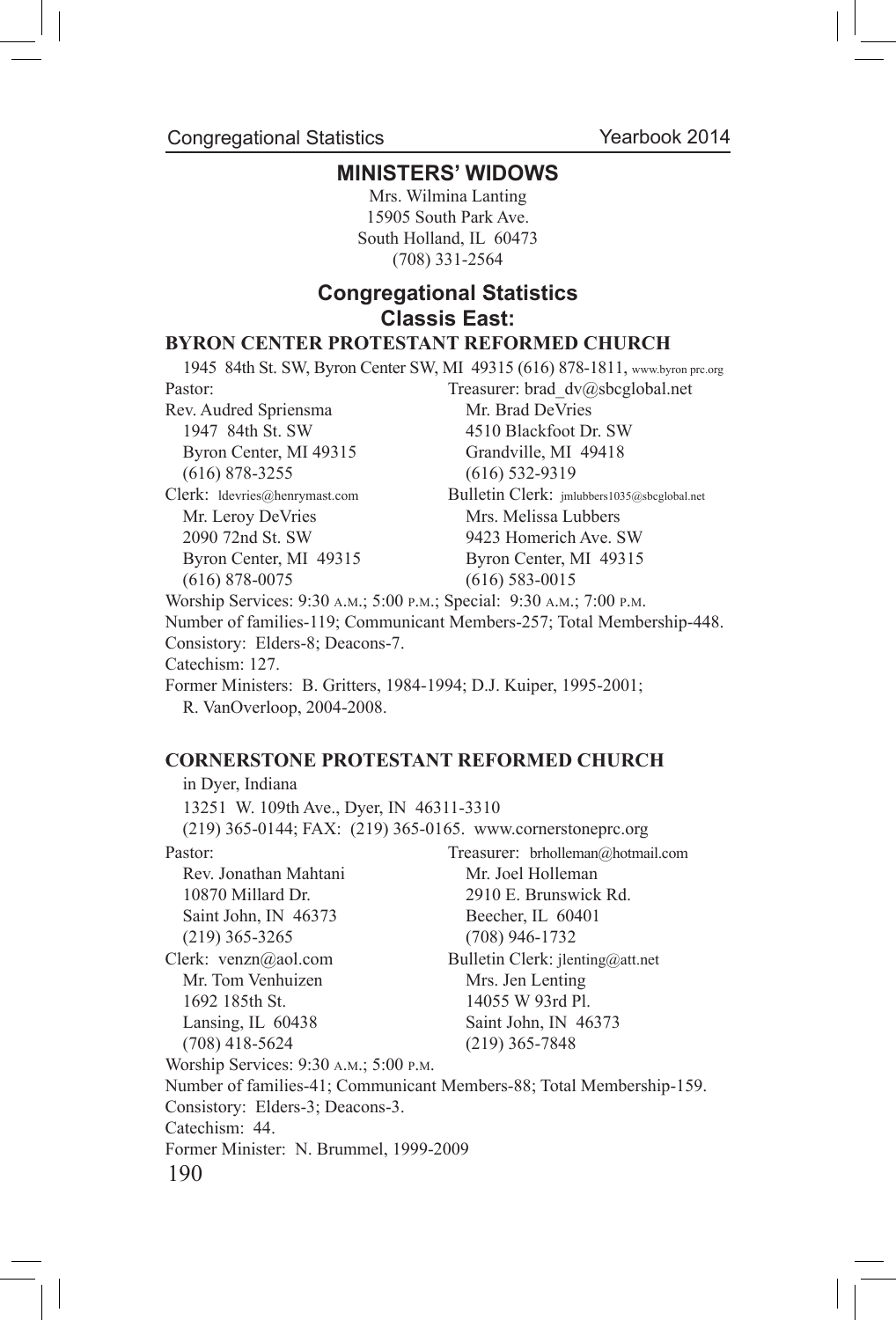## MINISTERS' WIDOWS

Mrs. Wilmina Lanting
15905 South Park Ave.
South Holland, IL 60473
(708) 331-2564

## Congregational Statistics
## Classis East:

### BYRON CENTER PROTESTANT REFORMED CHURCH

1945 84th St. SW, Byron Center SW, MI 49315 (616) 878-1811, www.byron prc.org

Pastor:
Rev. Audred Spriensma
1947 84th St. SW
Byron Center, MI 49315
(616) 878-3255

Treasurer: brad_dv@sbcglobal.net
Mr. Brad DeVries
4510 Blackfoot Dr. SW
Grandville, MI 49418
(616) 532-9319

Clerk: ldevries@henrymast.com
Mr. Leroy DeVries
2090 72nd St. SW
Byron Center, MI 49315
(616) 878-0075

Bulletin Clerk: jmlubbers1035@sbcglobal.net
Mrs. Melissa Lubbers
9423 Homerich Ave. SW
Byron Center, MI 49315
(616) 583-0015

Worship Services: 9:30 A.M.; 5:00 P.M.; Special: 9:30 A.M.; 7:00 P.M.
Number of families-119; Communicant Members-257; Total Membership-448.
Consistory: Elders-8; Deacons-7.
Catechism: 127.
Former Ministers: B. Gritters, 1984-1994; D.J. Kuiper, 1995-2001; R. VanOverloop, 2004-2008.

### CORNERSTONE PROTESTANT REFORMED CHURCH

in Dyer, Indiana
13251 W. 109th Ave., Dyer, IN 46311-3310
(219) 365-0144; FAX: (219) 365-0165. www.cornerstoneprc.org

Pastor:
Rev. Jonathan Mahtani
10870 Millard Dr.
Saint John, IN 46373
(219) 365-3265

Treasurer: brholleman@hotmail.com
Mr. Joel Holleman
2910 E. Brunswick Rd.
Beecher, IL 60401
(708) 946-1732

Clerk: venzn@aol.com
Mr. Tom Venhuizen
1692 185th St.
Lansing, IL 60438
(708) 418-5624

Bulletin Clerk: jlenting@att.net
Mrs. Jen Lenting
14055 W 93rd Pl.
Saint John, IN 46373
(219) 365-7848

Worship Services: 9:30 A.M.; 5:00 P.M.
Number of families-41; Communicant Members-88; Total Membership-159.
Consistory: Elders-3; Deacons-3.
Catechism: 44.
Former Minister: N. Brummel, 1999-2009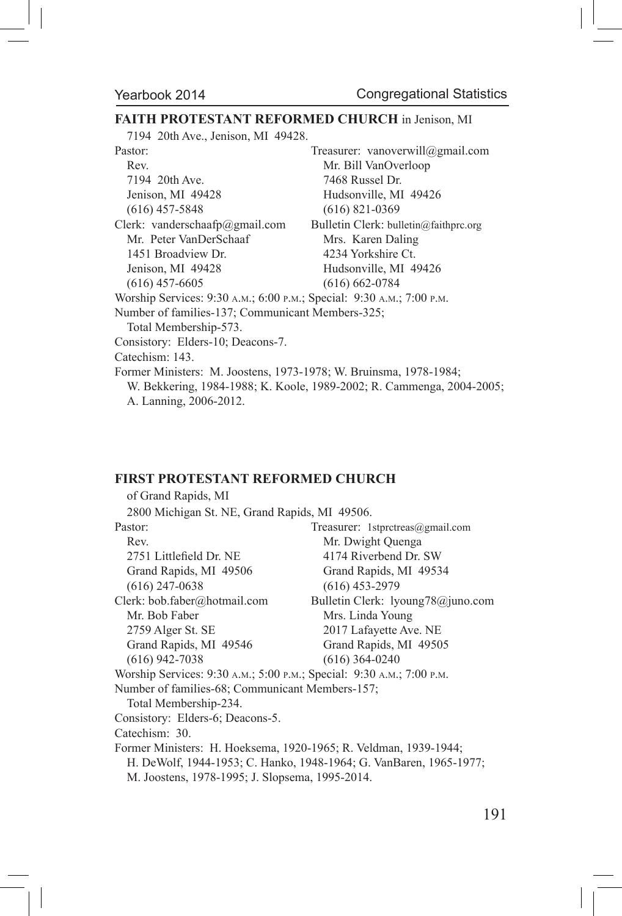## FAITH PROTESTANT REFORMED CHURCH in Jenison, MI

7194 20th Ave., Jenison, MI 49428.

Pastor:
Rev.
7194 20th Ave.
Jenison, MI 49428
(616) 457-5848

Treasurer: vanoverwill@gmail.com
Mr. Bill VanOverloop
7468 Russel Dr.
Hudsonville, MI 49426
(616) 821-0369

Clerk: vanderschaafp@gmail.com
Mr. Peter VanDerSchaaf
1451 Broadview Dr.
Jenison, MI 49428
(616) 457-6605

Bulletin Clerk: bulletin@faithprc.org
Mrs. Karen Daling
4234 Yorkshire Ct.
Hudsonville, MI 49426
(616) 662-0784

Worship Services: 9:30 A.M.; 6:00 P.M.; Special: 9:30 A.M.; 7:00 P.M.

Number of families-137; Communicant Members-325;
Total Membership-573.

Consistory: Elders-10; Deacons-7.

Catechism: 143.

Former Ministers: M. Joostens, 1973-1978; W. Bruinsma, 1978-1984; W. Bekkering, 1984-1988; K. Koole, 1989-2002; R. Cammenga, 2004-2005; A. Lanning, 2006-2012.

## FIRST PROTESTANT REFORMED CHURCH

of Grand Rapids, MI

2800 Michigan St. NE, Grand Rapids, MI 49506.

Pastor:
Rev.
2751 Littlefield Dr. NE
Grand Rapids, MI 49506
(616) 247-0638

Treasurer: 1stprctreas@gmail.com
Mr. Dwight Quenga
4174 Riverbend Dr. SW
Grand Rapids, MI 49534
(616) 453-2979

Clerk: bob.faber@hotmail.com
Mr. Bob Faber
2759 Alger St. SE
Grand Rapids, MI 49546
(616) 942-7038

Bulletin Clerk: lyoung78@juno.com
Mrs. Linda Young
2017 Lafayette Ave. NE
Grand Rapids, MI 49505
(616) 364-0240

Worship Services: 9:30 A.M.; 5:00 P.M.; Special: 9:30 A.M.; 7:00 P.M.

Number of families-68; Communicant Members-157;
Total Membership-234.

Consistory: Elders-6; Deacons-5.

Catechism: 30.

Former Ministers: H. Hoeksema, 1920-1965; R. Veldman, 1939-1944; H. DeWolf, 1944-1953; C. Hanko, 1948-1964; G. VanBaren, 1965-1977; M. Joostens, 1978-1995; J. Slopsema, 1995-2014.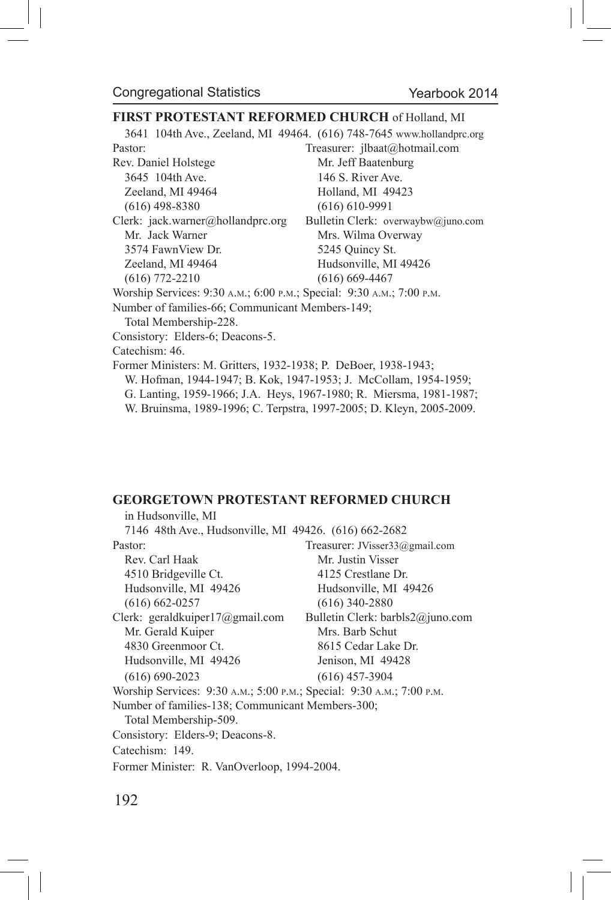## FIRST PROTESTANT REFORMED CHURCH of Holland, MI

3641 104th Ave., Zeeland, MI 49464. (616) 748-7645 www.hollandprc.org

Pastor:
Rev. Daniel Holstege
3645 104th Ave.
Zeeland, MI 49464
(616) 498-8380

Treasurer: jlbaat@hotmail.com
Mr. Jeff Baatenburg
146 S. River Ave.
Holland, MI 49423
(616) 610-9991

Clerk: jack.warner@hollandprc.org
Mr. Jack Warner
3574 FawnView Dr.
Zeeland, MI 49464
(616) 772-2210

Bulletin Clerk: overwaybw@juno.com
Mrs. Wilma Overway
5245 Quincy St.
Hudsonville, MI 49426
(616) 669-4467

Worship Services: 9:30 A.M.; 6:00 P.M.; Special: 9:30 A.M.; 7:00 P.M.

Number of families-66; Communicant Members-149;
Total Membership-228.

Consistory: Elders-6; Deacons-5.

Catechism: 46.

Former Ministers: M. Gritters, 1932-1938; P. DeBoer, 1938-1943; W. Hofman, 1944-1947; B. Kok, 1947-1953; J. McCollam, 1954-1959; G. Lanting, 1959-1966; J.A. Heys, 1967-1980; R. Miersma, 1981-1987; W. Bruinsma, 1989-1996; C. Terpstra, 1997-2005; D. Kleyn, 2005-2009.

## GEORGETOWN PROTESTANT REFORMED CHURCH

in Hudsonville, MI

7146 48th Ave., Hudsonville, MI 49426. (616) 662-2682

Pastor:
Rev. Carl Haak
4510 Bridgeville Ct.
Hudsonville, MI 49426
(616) 662-0257

Treasurer: JVisser33@gmail.com
Mr. Justin Visser
4125 Crestlane Dr.
Hudsonville, MI 49426
(616) 340-2880

Clerk: geraldkuiper17@gmail.com
Mr. Gerald Kuiper
4830 Greenmoor Ct.
Hudsonville, MI 49426
(616) 690-2023

Bulletin Clerk: barbls2@juno.com
Mrs. Barb Schut
8615 Cedar Lake Dr.
Jenison, MI 49428
(616) 457-3904

Worship Services: 9:30 A.M.; 5:00 P.M.; Special: 9:30 A.M.; 7:00 P.M.

Number of families-138; Communicant Members-300;
Total Membership-509.

Consistory: Elders-9; Deacons-8.

Catechism: 149.

Former Minister: R. VanOverloop, 1994-2004.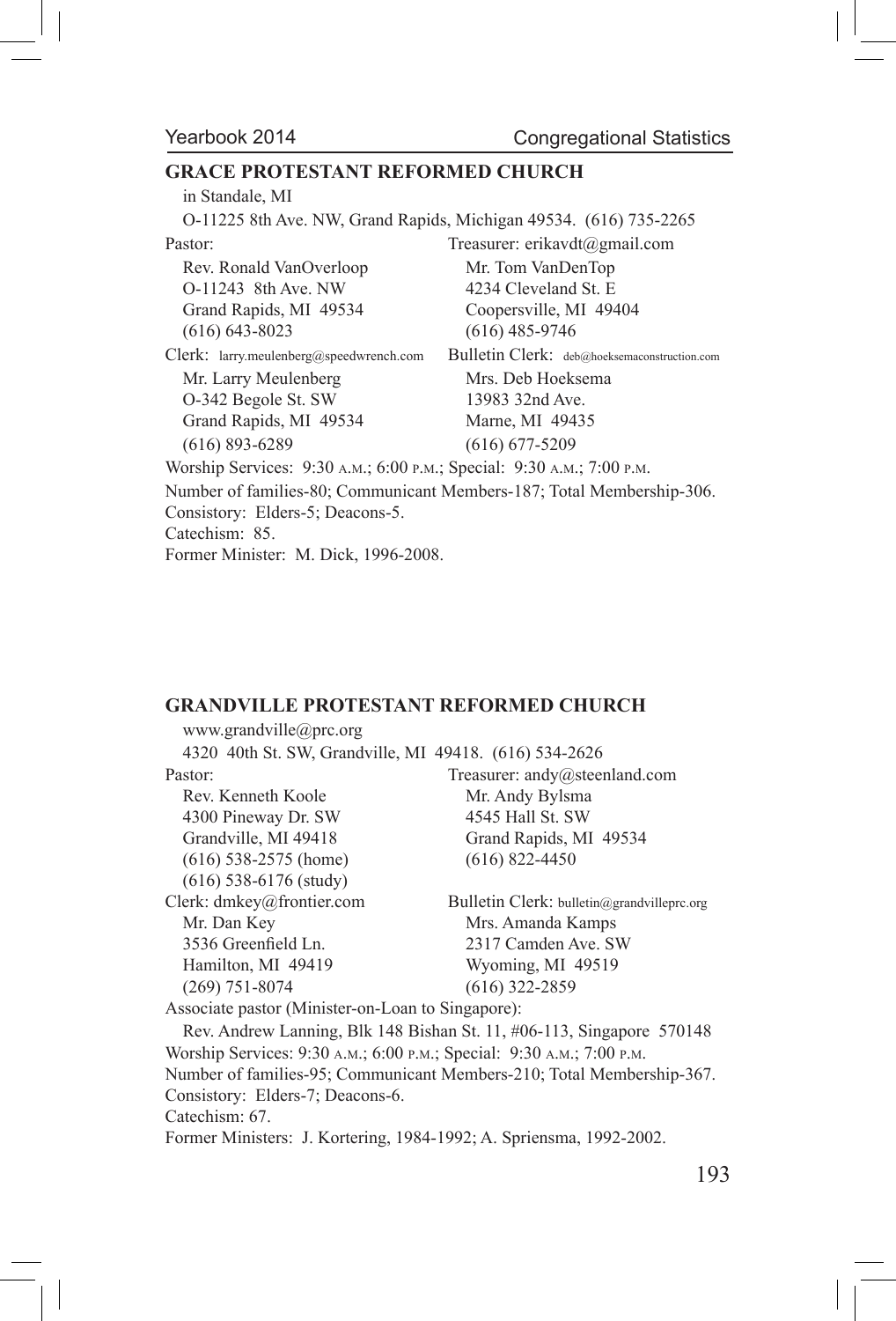## GRACE PROTESTANT REFORMED CHURCH

in Standale, MI

O-11225 8th Ave. NW, Grand Rapids, Michigan 49534. (616) 735-2265

Pastor:
Rev. Ronald VanOverloop
O-11243 8th Ave. NW
Grand Rapids, MI 49534
(616) 643-8023

Treasurer: erikavdt@gmail.com
Mr. Tom VanDenTop
4234 Cleveland St. E
Coopersville, MI 49404
(616) 485-9746

Clerk: larry.meulenberg@speedwrench.com
Mr. Larry Meulenberg
O-342 Begole St. SW
Grand Rapids, MI 49534
(616) 893-6289

Bulletin Clerk: deb@hoeksemaconstruction.com
Mrs. Deb Hoeksema
13983 32nd Ave.
Marne, MI 49435
(616) 677-5209

Worship Services: 9:30 A.M.; 6:00 P.M.; Special: 9:30 A.M.; 7:00 P.M.

Number of families-80; Communicant Members-187; Total Membership-306.

Consistory: Elders-5; Deacons-5.

Catechism: 85.

Former Minister: M. Dick, 1996-2008.

## GRANDVILLE PROTESTANT REFORMED CHURCH

www.grandville@prc.org

4320 40th St. SW, Grandville, MI 49418. (616) 534-2626

Pastor:
Rev. Kenneth Koole
4300 Pineway Dr. SW
Grandville, MI 49418
(616) 538-2575 (home)
(616) 538-6176 (study)

Treasurer: andy@steenland.com
Mr. Andy Bylsma
4545 Hall St. SW
Grand Rapids, MI 49534
(616) 822-4450

Clerk: dmkey@frontier.com
Mr. Dan Key
3536 Greenfield Ln.
Hamilton, MI 49419
(269) 751-8074

Bulletin Clerk: bulletin@grandvilleprc.org
Mrs. Amanda Kamps
2317 Camden Ave. SW
Wyoming, MI 49519
(616) 322-2859

Associate pastor (Minister-on-Loan to Singapore):
Rev. Andrew Lanning, Blk 148 Bishan St. 11, #06-113, Singapore 570148

Worship Services: 9:30 A.M.; 6:00 P.M.; Special: 9:30 A.M.; 7:00 P.M.

Number of families-95; Communicant Members-210; Total Membership-367.

Consistory: Elders-7; Deacons-6.

Catechism: 67.

Former Ministers: J. Kortering, 1984-1992; A. Spriensma, 1992-2002.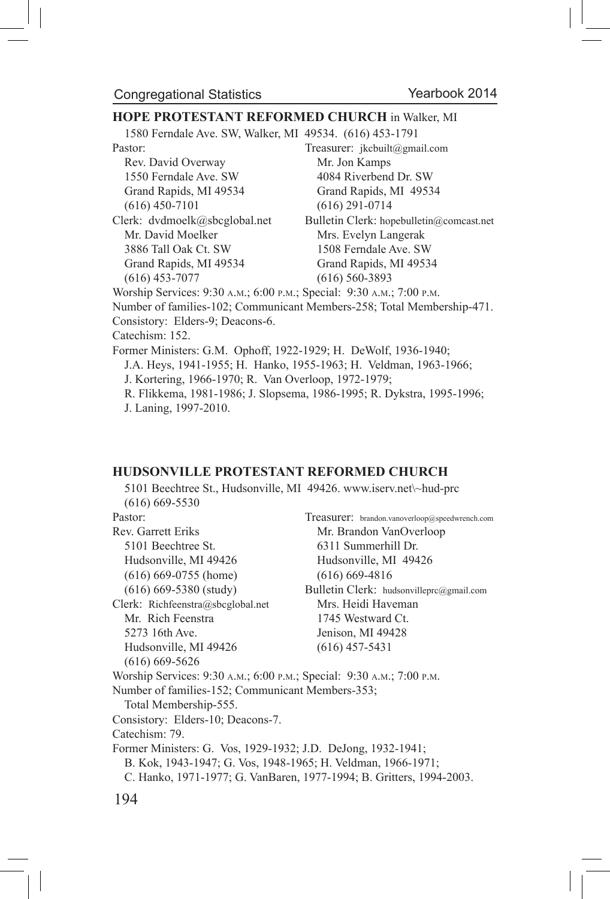## HOPE PROTESTANT REFORMED CHURCH in Walker, MI

1580 Ferndale Ave. SW, Walker, MI 49534. (616) 453-1791

Pastor:
Rev. David Overway
1550 Ferndale Ave. SW
Grand Rapids, MI 49534
(616) 450-7101

Clerk: dvdmoelk@sbcglobal.net
Mr. David Moelker
3886 Tall Oak Ct. SW
Grand Rapids, MI 49534
(616) 453-7077

Treasurer: jkcbuilt@gmail.com
Mr. Jon Kamps
4084 Riverbend Dr. SW
Grand Rapids, MI 49534
(616) 291-0714

Bulletin Clerk: hopebulletin@comcast.net
Mrs. Evelyn Langerak
1508 Ferndale Ave. SW
Grand Rapids, MI 49534
(616) 560-3893

Worship Services: 9:30 A.M.; 6:00 P.M.; Special: 9:30 A.M.; 7:00 P.M.
Number of families-102; Communicant Members-258; Total Membership-471.
Consistory: Elders-9; Deacons-6.
Catechism: 152.
Former Ministers: G.M. Ophoff, 1922-1929; H. DeWolf, 1936-1940; J.A. Heys, 1941-1955; H. Hanko, 1955-1963; H. Veldman, 1963-1966; J. Kortering, 1966-1970; R. Van Overloop, 1972-1979; R. Flikkema, 1981-1986; J. Slopsema, 1986-1995; R. Dykstra, 1995-1996; J. Laning, 1997-2010.

## HUDSONVILLE PROTESTANT REFORMED CHURCH

5101 Beechtree St., Hudsonville, MI 49426. www.iserv.net\~hud-prc
(616) 669-5530

Pastor:
Rev. Garrett Eriks
5101 Beechtree St.
Hudsonville, MI 49426
(616) 669-0755 (home)
(616) 669-5380 (study)

Clerk: Richfeenstra@sbcglobal.net
Mr. Rich Feenstra
5273 16th Ave.
Hudsonville, MI 49426
(616) 669-5626

Treasurer: brandon.vanoverloop@speedwrench.com
Mr. Brandon VanOverloop
6311 Summerhill Dr.
Hudsonville, MI 49426
(616) 669-4816

Bulletin Clerk: hudsonvilleprc@gmail.com
Mrs. Heidi Haveman
1745 Westward Ct.
Jenison, MI 49428
(616) 457-5431

Worship Services: 9:30 A.M.; 6:00 P.M.; Special: 9:30 A.M.; 7:00 P.M.
Number of families-152; Communicant Members-353; Total Membership-555.
Consistory: Elders-10; Deacons-7.
Catechism: 79.
Former Ministers: G. Vos, 1929-1932; J.D. DeJong, 1932-1941; B. Kok, 1943-1947; G. Vos, 1948-1965; H. Veldman, 1966-1971; C. Hanko, 1971-1977; G. VanBaren, 1977-1994; B. Gritters, 1994-2003.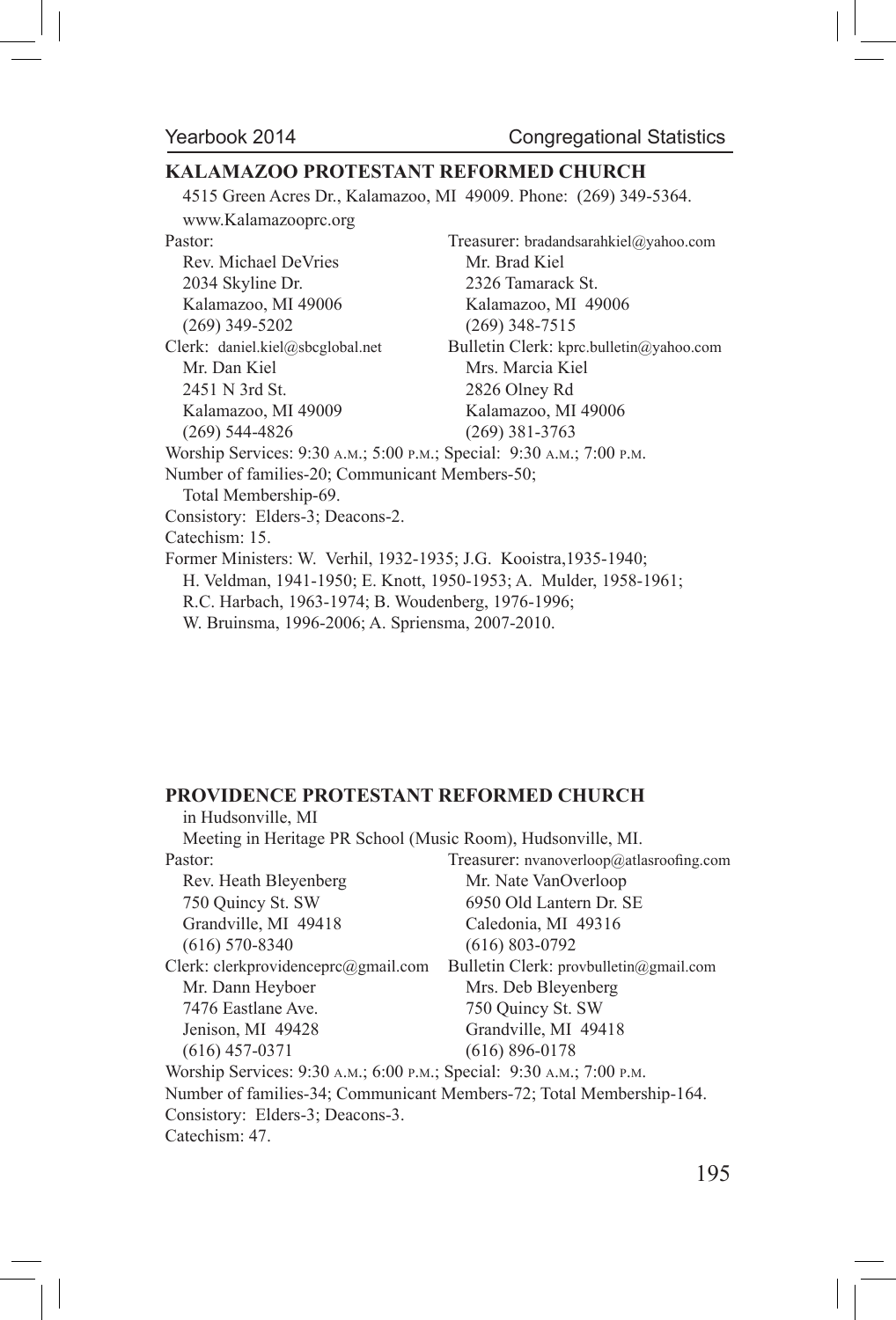## KALAMAZOO PROTESTANT REFORMED CHURCH

4515 Green Acres Dr., Kalamazoo, MI 49009. Phone: (269) 349-5364.
www.Kalamazooprc.org

Pastor:
Rev. Michael DeVries
2034 Skyline Dr.
Kalamazoo, MI 49006
(269) 349-5202

Treasurer: bradandsarahkiel@yahoo.com
Mr. Brad Kiel
2326 Tamarack St.
Kalamazoo, MI 49006
(269) 348-7515

Clerk: daniel.kiel@sbcglobal.net
Mr. Dan Kiel
2451 N 3rd St.
Kalamazoo, MI 49009
(269) 544-4826

Bulletin Clerk: kprc.bulletin@yahoo.com
Mrs. Marcia Kiel
2826 Olney Rd
Kalamazoo, MI 49006
(269) 381-3763

Worship Services: 9:30 A.M.; 5:00 P.M.; Special: 9:30 A.M.; 7:00 P.M.
Number of families-20; Communicant Members-50;
Total Membership-69.
Consistory: Elders-3; Deacons-2.
Catechism: 15.
Former Ministers: W. Verhil, 1932-1935; J.G. Kooistra,1935-1940;
H. Veldman, 1941-1950; E. Knott, 1950-1953; A. Mulder, 1958-1961;
R.C. Harbach, 1963-1974; B. Woudenberg, 1976-1996;
W. Bruinsma, 1996-2006; A. Spriensma, 2007-2010.

## PROVIDENCE PROTESTANT REFORMED CHURCH

in Hudsonville, MI
Meeting in Heritage PR School (Music Room), Hudsonville, MI.

Pastor:
Rev. Heath Bleyenberg
750 Quincy St. SW
Grandville, MI 49418
(616) 570-8340

Treasurer: nvanoverloop@atlasroofing.com
Mr. Nate VanOverloop
6950 Old Lantern Dr. SE
Caledonia, MI 49316
(616) 803-0792

Clerk: clerkprovidenceprc@gmail.com
Mr. Dann Heyboer
7476 Eastlane Ave.
Jenison, MI 49428
(616) 457-0371

Bulletin Clerk: provbulletin@gmail.com
Mrs. Deb Bleyenberg
750 Quincy St. SW
Grandville, MI 49418
(616) 896-0178

Worship Services: 9:30 A.M.; 6:00 P.M.; Special: 9:30 A.M.; 7:00 P.M.
Number of families-34; Communicant Members-72; Total Membership-164.
Consistory: Elders-3; Deacons-3.
Catechism: 47.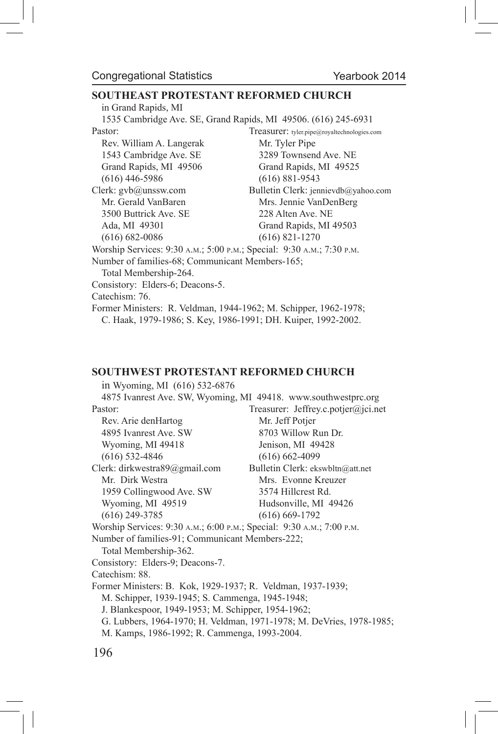## SOUTHEAST PROTESTANT REFORMED CHURCH

in Grand Rapids, MI

1535 Cambridge Ave. SE, Grand Rapids, MI 49506. (616) 245-6931

Pastor:
Rev. William A. Langerak
1543 Cambridge Ave. SE
Grand Rapids, MI 49506
(616) 446-5986

Treasurer: tyler.pipe@royaltechnologies.com
Mr. Tyler Pipe
3289 Townsend Ave. NE
Grand Rapids, MI 49525
(616) 881-9543

Clerk: gvb@unssw.com
Mr. Gerald VanBaren
3500 Buttrick Ave. SE
Ada, MI 49301
(616) 682-0086

Bulletin Clerk: jennievdb@yahoo.com
Mrs. Jennie VanDenBerg
228 Alten Ave. NE
Grand Rapids, MI 49503
(616) 821-1270

Worship Services: 9:30 A.M.; 5:00 P.M.; Special: 9:30 A.M.; 7:30 P.M.

Number of families-68; Communicant Members-165;
Total Membership-264.

Consistory: Elders-6; Deacons-5.

Catechism: 76.

Former Ministers: R. Veldman, 1944-1962; M. Schipper, 1962-1978; C. Haak, 1979-1986; S. Key, 1986-1991; DH. Kuiper, 1992-2002.

## SOUTHWEST PROTESTANT REFORMED CHURCH

in Wyoming, MI (616) 532-6876

4875 Ivanrest Ave. SW, Wyoming, MI 49418. www.southwestprc.org

Pastor:
Rev. Arie denHartog
4895 Ivanrest Ave. SW
Wyoming, MI 49418
(616) 532-4846

Treasurer: Jeffrey.c.potjer@jci.net
Mr. Jeff Potjer
8703 Willow Run Dr.
Jenison, MI 49428
(616) 662-4099

Clerk: dirkwestra89@gmail.com
Mr. Dirk Westra
1959 Collingwood Ave. SW
Wyoming, MI 49519
(616) 249-3785

Bulletin Clerk: ekswbltn@att.net
Mrs. Evonne Kreuzer
3574 Hillcrest Rd.
Hudsonville, MI 49426
(616) 669-1792

Worship Services: 9:30 A.M.; 6:00 P.M.; Special: 9:30 A.M.; 7:00 P.M.

Number of families-91; Communicant Members-222;
Total Membership-362.

Consistory: Elders-9; Deacons-7.

Catechism: 88.

Former Ministers: B. Kok, 1929-1937; R. Veldman, 1937-1939; M. Schipper, 1939-1945; S. Cammenga, 1945-1948; J. Blankespoor, 1949-1953; M. Schipper, 1954-1962; G. Lubbers, 1964-1970; H. Veldman, 1971-1978; M. DeVries, 1978-1985; M. Kamps, 1986-1992; R. Cammenga, 1993-2004.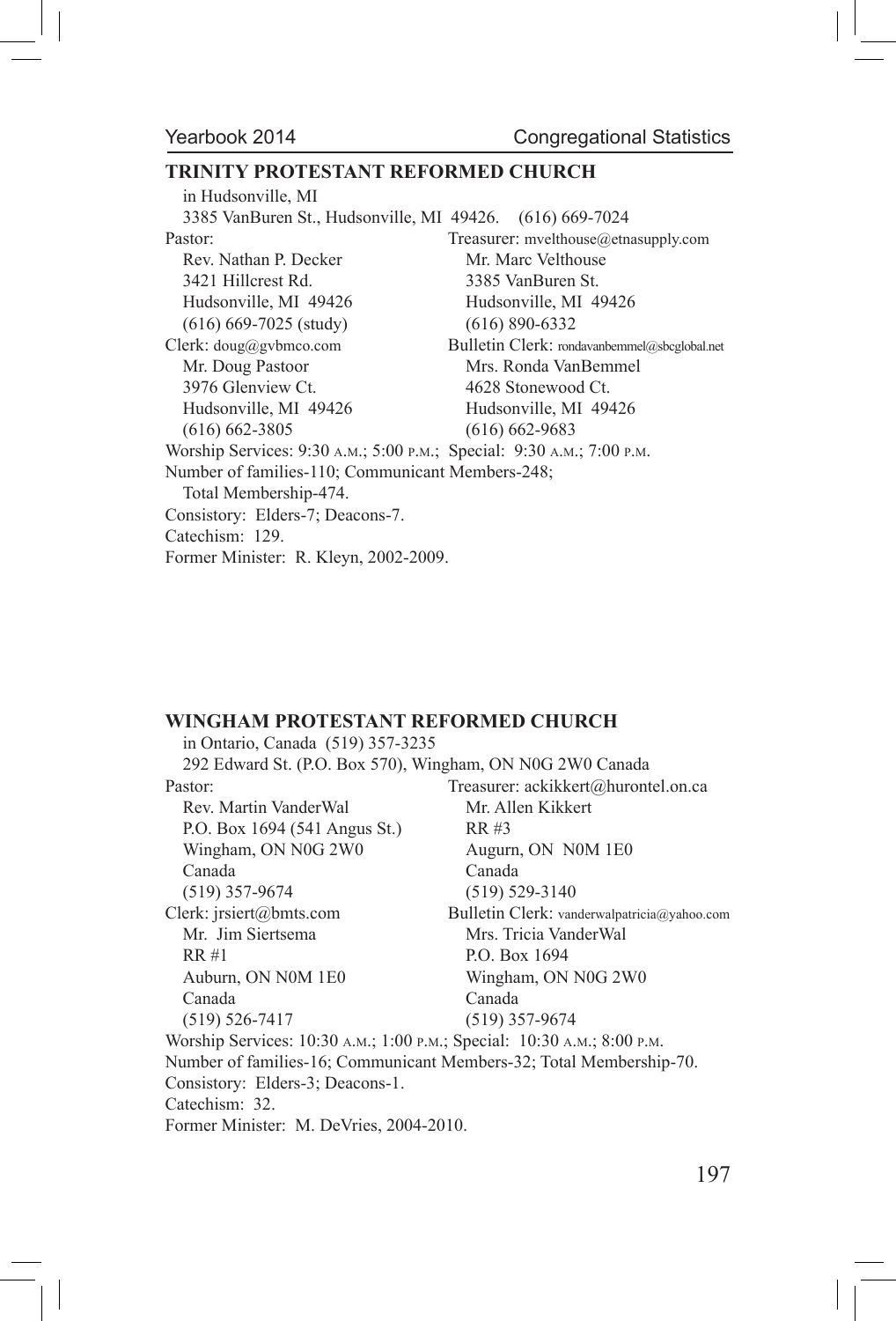## TRINITY PROTESTANT REFORMED CHURCH

in Hudsonville, MI
3385 VanBuren St., Hudsonville, MI 49426. (616) 669-7024

Pastor:
Rev. Nathan P. Decker
3421 Hillcrest Rd.
Hudsonville, MI 49426
(616) 669-7025 (study)

Treasurer: mvelthouse@etnasupply.com
Mr. Marc Velthouse
3385 VanBuren St.
Hudsonville, MI 49426
(616) 890-6332

Clerk: doug@gvbmco.com
Mr. Doug Pastoor
3976 Glenview Ct.
Hudsonville, MI 49426
(616) 662-3805

Bulletin Clerk: rondavanbemmel@sbcglobal.net
Mrs. Ronda VanBemmel
4628 Stonewood Ct.
Hudsonville, MI 49426
(616) 662-9683

Worship Services: 9:30 A.M.; 5:00 P.M.; Special: 9:30 A.M.; 7:00 P.M.
Number of families-110; Communicant Members-248;
Total Membership-474.
Consistory: Elders-7; Deacons-7.
Catechism: 129.
Former Minister: R. Kleyn, 2002-2009.

## WINGHAM PROTESTANT REFORMED CHURCH

in Ontario, Canada (519) 357-3235
292 Edward St. (P.O. Box 570), Wingham, ON N0G 2W0 Canada

Pastor:
Rev. Martin VanderWal
P.O. Box 1694 (541 Angus St.)
Wingham, ON N0G 2W0
Canada
(519) 357-9674

Treasurer: ackikkert@hurontel.on.ca
Mr. Allen Kikkert
RR #3
Augurn, ON N0M 1E0
Canada
(519) 529-3140

Clerk: jrsiert@bmts.com
Mr. Jim Siertsema
RR #1
Auburn, ON N0M 1E0
Canada
(519) 526-7417

Bulletin Clerk: vanderwalpatricia@yahoo.com
Mrs. Tricia VanderWal
P.O. Box 1694
Wingham, ON N0G 2W0
Canada
(519) 357-9674

Worship Services: 10:30 A.M.; 1:00 P.M.; Special: 10:30 A.M.; 8:00 P.M.
Number of families-16; Communicant Members-32; Total Membership-70.
Consistory: Elders-3; Deacons-1.
Catechism: 32.
Former Minister: M. DeVries, 2004-2010.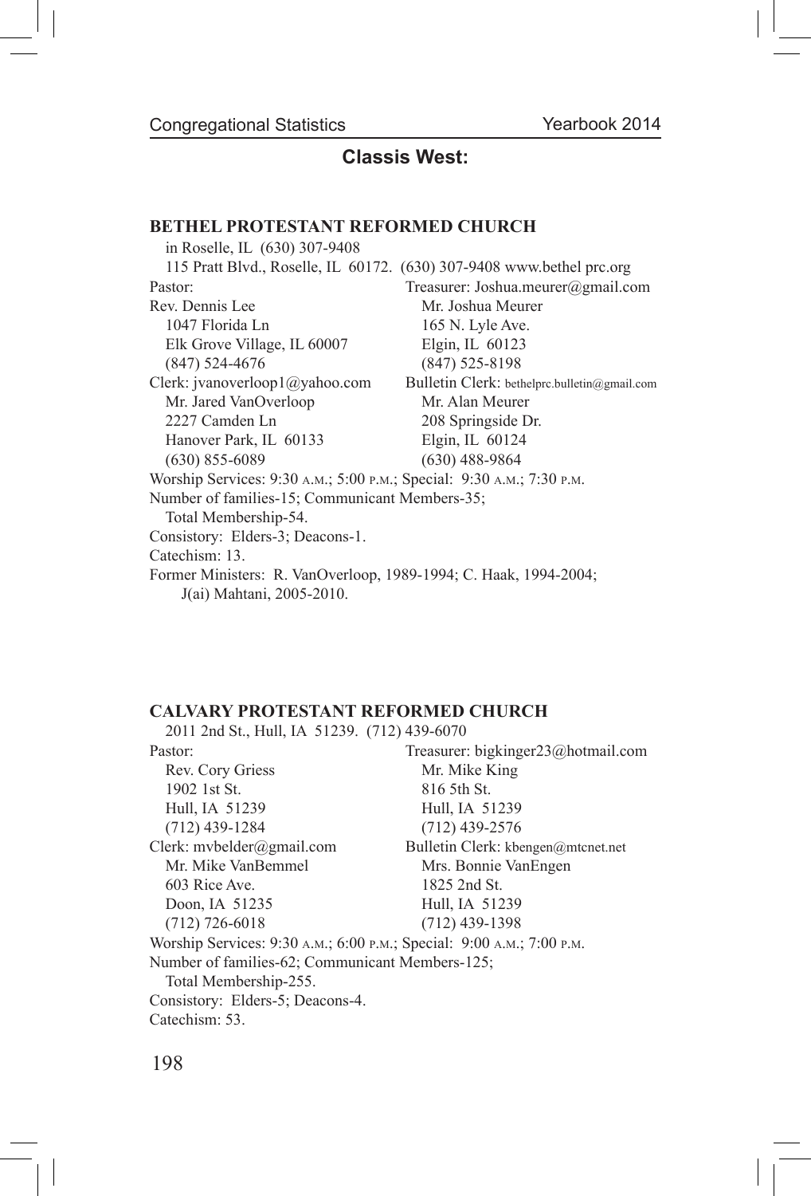## Classis West:

### BETHEL PROTESTANT REFORMED CHURCH

in Roselle, IL (630) 307-9408
115 Pratt Blvd., Roselle, IL 60172. (630) 307-9408 www.bethel prc.org

Pastor:
Rev. Dennis Lee
1047 Florida Ln
Elk Grove Village, IL 60007
(847) 524-4676

Clerk: jvanoverloop1@yahoo.com
Mr. Jared VanOverloop
2227 Camden Ln
Hanover Park, IL 60133
(630) 855-6089

Treasurer: Joshua.meurer@gmail.com
Mr. Joshua Meurer
165 N. Lyle Ave.
Elgin, IL 60123
(847) 525-8198

Bulletin Clerk: bethelprc.bulletin@gmail.com
Mr. Alan Meurer
208 Springside Dr.
Elgin, IL 60124
(630) 488-9864

Worship Services: 9:30 A.M.; 5:00 P.M.; Special: 9:30 A.M.; 7:30 P.M.
Number of families-15; Communicant Members-35;
Total Membership-54.
Consistory: Elders-3; Deacons-1.
Catechism: 13.
Former Ministers: R. VanOverloop, 1989-1994; C. Haak, 1994-2004; J(ai) Mahtani, 2005-2010.

### CALVARY PROTESTANT REFORMED CHURCH

2011 2nd St., Hull, IA 51239. (712) 439-6070

Pastor:
Rev. Cory Griess
1902 1st St.
Hull, IA 51239
(712) 439-1284

Clerk: mvbelder@gmail.com
Mr. Mike VanBemmel
603 Rice Ave.
Doon, IA 51235
(712) 726-6018

Treasurer: bigkinger23@hotmail.com
Mr. Mike King
816 5th St.
Hull, IA 51239
(712) 439-2576

Bulletin Clerk: kbengen@mtcnet.net
Mrs. Bonnie VanEngen
1825 2nd St.
Hull, IA 51239
(712) 439-1398

Worship Services: 9:30 A.M.; 6:00 P.M.; Special: 9:00 A.M.; 7:00 P.M.
Number of families-62; Communicant Members-125;
Total Membership-255.
Consistory: Elders-5; Deacons-4.
Catechism: 53.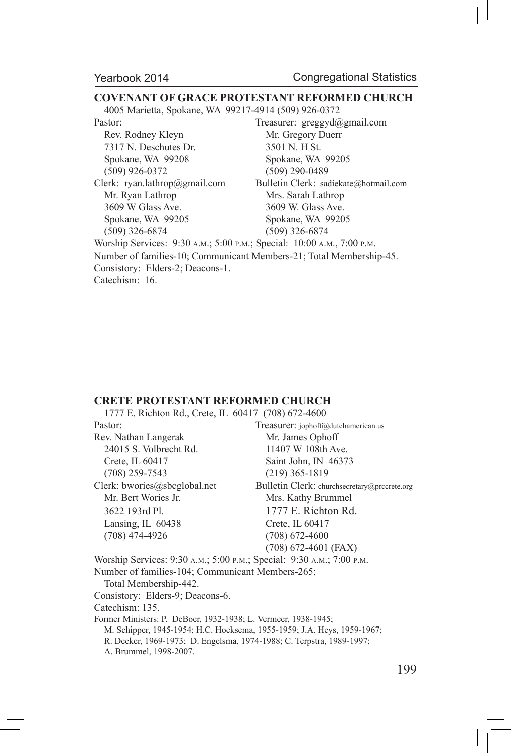## COVENANT OF GRACE PROTESTANT REFORMED CHURCH

4005 Marietta, Spokane, WA 99217-4914 (509) 926-0372

Pastor:
Rev. Rodney Kleyn
7317 N. Deschutes Dr.
Spokane, WA 99208
(509) 926-0372

Treasurer: greggyd@gmail.com
Mr. Gregory Duerr
3501 N. H St.
Spokane, WA 99205
(509) 290-0489

Clerk: ryan.lathrop@gmail.com
Mr. Ryan Lathrop
3609 W Glass Ave.
Spokane, WA 99205
(509) 326-6874

Bulletin Clerk: sadiekate@hotmail.com
Mrs. Sarah Lathrop
3609 W. Glass Ave.
Spokane, WA 99205
(509) 326-6874

Worship Services: 9:30 A.M.; 5:00 P.M.; Special: 10:00 A.M., 7:00 P.M.
Number of families-10; Communicant Members-21; Total Membership-45.
Consistory: Elders-2; Deacons-1.
Catechism: 16.

## CRETE PROTESTANT REFORMED CHURCH

1777 E. Richton Rd., Crete, IL 60417 (708) 672-4600

Pastor:
Rev. Nathan Langerak
24015 S. Volbrecht Rd.
Crete, IL 60417
(708) 259-7543

Treasurer: jophoff@dutchamerican.us
Mr. James Ophoff
11407 W 108th Ave.
Saint John, IN 46373
(219) 365-1819

Clerk: bwories@sbcglobal.net
Mr. Bert Wories Jr.
3622 193rd Pl.
Lansing, IL 60438
(708) 474-4926

Bulletin Clerk: churchsecretary@prccrete.org
Mrs. Kathy Brummel
1777 E. Richton Rd.
Crete, IL 60417
(708) 672-4600
(708) 672-4601 (FAX)

Worship Services: 9:30 A.M.; 5:00 P.M.; Special: 9:30 A.M.; 7:00 P.M.
Number of families-104; Communicant Members-265;
Total Membership-442.
Consistory: Elders-9; Deacons-6.
Catechism: 135.
Former Ministers: P. DeBoer, 1932-1938; L. Vermeer, 1938-1945;
M. Schipper, 1945-1954; H.C. Hoeksema, 1955-1959; J.A. Heys, 1959-1967;
R. Decker, 1969-1973; D. Engelsma, 1974-1988; C. Terpstra, 1989-1997;
A. Brummel, 1998-2007.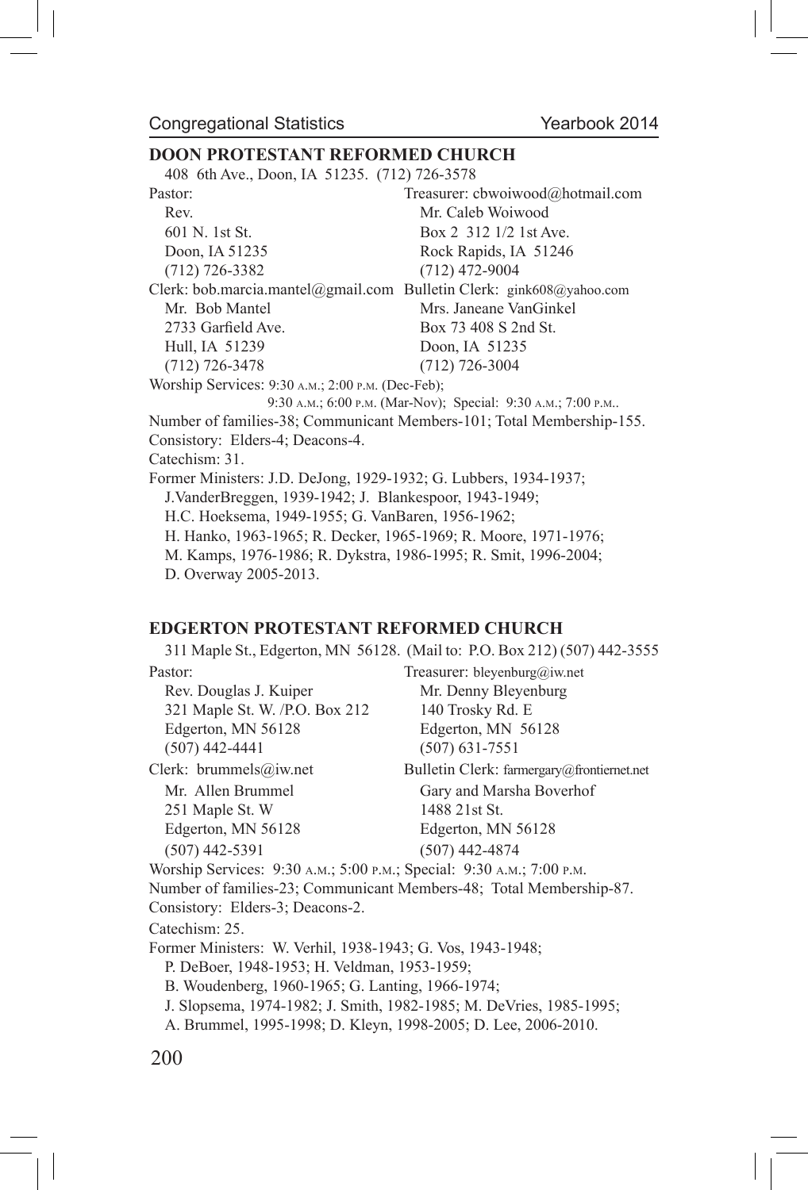## DOON PROTESTANT REFORMED CHURCH

408 6th Ave., Doon, IA 51235. (712) 726-3578

Pastor:
Rev.
601 N. 1st St.
Doon, IA 51235
(712) 726-3382

Treasurer: cbwoiwood@hotmail.com
Mr. Caleb Woiwood
Box 2 312 1/2 1st Ave.
Rock Rapids, IA 51246
(712) 472-9004

Clerk: bob.marcia.mantel@gmail.com
Mr. Bob Mantel
2733 Garfield Ave.
Hull, IA 51239
(712) 726-3478

Bulletin Clerk: gink608@yahoo.com
Mrs. Janeane VanGinkel
Box 73 408 S 2nd St.
Doon, IA 51235
(712) 726-3004

Worship Services: 9:30 A.M.; 2:00 P.M. (Dec-Feb);
9:30 A.M.; 6:00 P.M. (Mar-Nov); Special: 9:30 A.M.; 7:00 P.M..

Number of families-38; Communicant Members-101; Total Membership-155.

Consistory: Elders-4; Deacons-4.

Catechism: 31.

Former Ministers: J.D. DeJong, 1929-1932; G. Lubbers, 1934-1937; J.VanderBreggen, 1939-1942; J. Blankespoor, 1943-1949; H.C. Hoeksema, 1949-1955; G. VanBaren, 1956-1962; H. Hanko, 1963-1965; R. Decker, 1965-1969; R. Moore, 1971-1976; M. Kamps, 1976-1986; R. Dykstra, 1986-1995; R. Smit, 1996-2004; D. Overway 2005-2013.

## EDGERTON PROTESTANT REFORMED CHURCH

311 Maple St., Edgerton, MN 56128. (Mail to: P.O. Box 212) (507) 442-3555

Pastor:
Rev. Douglas J. Kuiper
321 Maple St. W. /P.O. Box 212
Edgerton, MN 56128
(507) 442-4441

Treasurer: bleyenburg@iw.net
Mr. Denny Bleyenburg
140 Trosky Rd. E
Edgerton, MN 56128
(507) 631-7551

Clerk: brummels@iw.net
Mr. Allen Brummel
251 Maple St. W
Edgerton, MN 56128
(507) 442-5391

Bulletin Clerk: farmergary@frontiernet.net
Gary and Marsha Boverhof
1488 21st St.
Edgerton, MN 56128
(507) 442-4874

Worship Services: 9:30 A.M.; 5:00 P.M.; Special: 9:30 A.M.; 7:00 P.M.

Number of families-23; Communicant Members-48; Total Membership-87.

Consistory: Elders-3; Deacons-2.

Catechism: 25.

Former Ministers: W. Verhil, 1938-1943; G. Vos, 1943-1948; P. DeBoer, 1948-1953; H. Veldman, 1953-1959; B. Woudenberg, 1960-1965; G. Lanting, 1966-1974; J. Slopsema, 1974-1982; J. Smith, 1982-1985; M. DeVries, 1985-1995; A. Brummel, 1995-1998; D. Kleyn, 1998-2005; D. Lee, 2006-2010.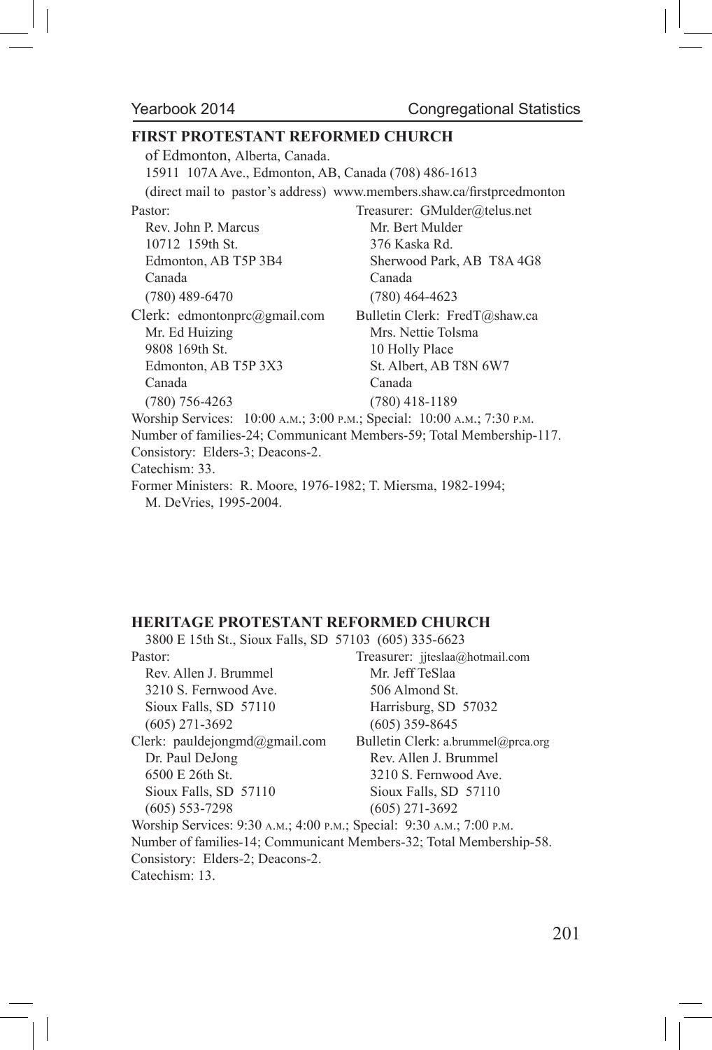## FIRST PROTESTANT REFORMED CHURCH

of Edmonton, Alberta, Canada.
15911 107A Ave., Edmonton, AB, Canada (708) 486-1613
(direct mail to pastor's address) www.members.shaw.ca/firstprcedmonton

Pastor:
Rev. John P. Marcus
10712 159th St.
Edmonton, AB T5P 3B4
Canada
(780) 489-6470

Treasurer: GMulder@telus.net
Mr. Bert Mulder
376 Kaska Rd.
Sherwood Park, AB T8A 4G8
Canada
(780) 464-4623

Clerk: edmontonprc@gmail.com
Mr. Ed Huizing
9808 169th St.
Edmonton, AB T5P 3X3
Canada
(780) 756-4263

Bulletin Clerk: FredT@shaw.ca
Mrs. Nettie Tolsma
10 Holly Place
St. Albert, AB T8N 6W7
Canada
(780) 418-1189

Worship Services: 10:00 A.M.; 3:00 P.M.; Special: 10:00 A.M.; 7:30 P.M.
Number of families-24; Communicant Members-59; Total Membership-117.
Consistory: Elders-3; Deacons-2.
Catechism: 33.
Former Ministers: R. Moore, 1976-1982; T. Miersma, 1982-1994; M. DeVries, 1995-2004.

## HERITAGE PROTESTANT REFORMED CHURCH

3800 E 15th St., Sioux Falls, SD 57103 (605) 335-6623

Pastor:
Rev. Allen J. Brummel
3210 S. Fernwood Ave.
Sioux Falls, SD 57110
(605) 271-3692

Treasurer: jjteslaa@hotmail.com
Mr. Jeff TeSlaa
506 Almond St.
Harrisburg, SD 57032
(605) 359-8645

Clerk: pauldejongmd@gmail.com
Dr. Paul DeJong
6500 E 26th St.
Sioux Falls, SD 57110
(605) 553-7298

Bulletin Clerk: a.brummel@prca.org
Rev. Allen J. Brummel
3210 S. Fernwood Ave.
Sioux Falls, SD 57110
(605) 271-3692

Worship Services: 9:30 A.M.; 4:00 P.M.; Special: 9:30 A.M.; 7:00 P.M.
Number of families-14; Communicant Members-32; Total Membership-58.
Consistory: Elders-2; Deacons-2.
Catechism: 13.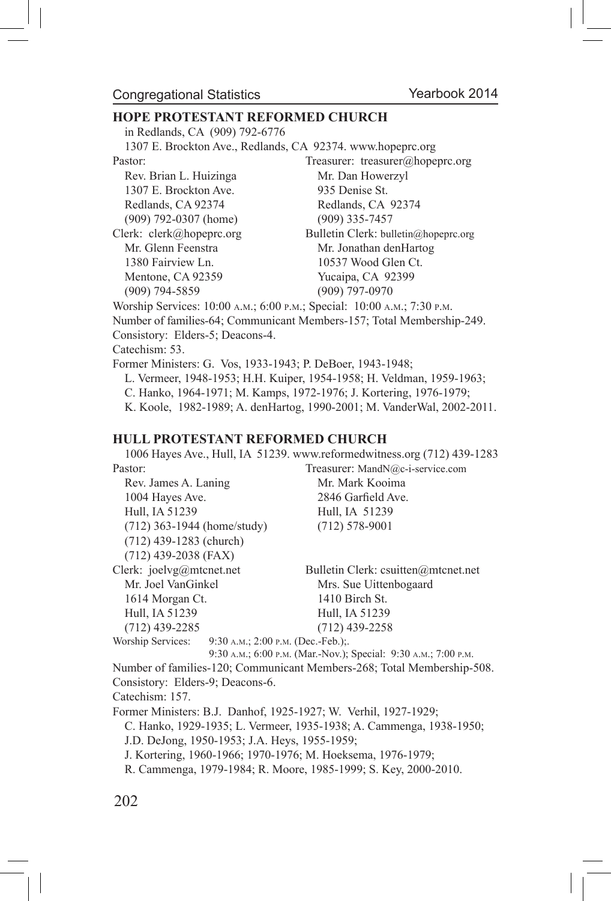## HOPE PROTESTANT REFORMED CHURCH

in Redlands, CA (909) 792-6776
1307 E. Brockton Ave., Redlands, CA 92374. www.hopeprc.org

Pastor:
Rev. Brian L. Huizinga
1307 E. Brockton Ave.
Redlands, CA 92374
(909) 792-0307 (home)

Treasurer: treasurer@hopeprc.org
Mr. Dan Howerzyl
935 Denise St.
Redlands, CA 92374
(909) 335-7457

Clerk: clerk@hopeprc.org
Mr. Glenn Feenstra
1380 Fairview Ln.
Mentone, CA 92359
(909) 794-5859

Bulletin Clerk: bulletin@hopeprc.org
Mr. Jonathan denHartog
10537 Wood Glen Ct.
Yucaipa, CA 92399
(909) 797-0970

Worship Services: 10:00 A.M.; 6:00 P.M.; Special: 10:00 A.M.; 7:30 P.M.
Number of families-64; Communicant Members-157; Total Membership-249.
Consistory: Elders-5; Deacons-4.
Catechism: 53.
Former Ministers: G. Vos, 1933-1943; P. DeBoer, 1943-1948;
L. Vermeer, 1948-1953; H.H. Kuiper, 1954-1958; H. Veldman, 1959-1963;
C. Hanko, 1964-1971; M. Kamps, 1972-1976; J. Kortering, 1976-1979;
K. Koole, 1982-1989; A. denHartog, 1990-2001; M. VanderWal, 2002-2011.

## HULL PROTESTANT REFORMED CHURCH

1006 Hayes Ave., Hull, IA 51239. www.reformedwitness.org (712) 439-1283

Pastor:
Rev. James A. Laning
1004 Hayes Ave.
Hull, IA 51239
(712) 363-1944 (home/study)
(712) 439-1283 (church)
(712) 439-2038 (FAX)

Treasurer: MandN@c-i-service.com
Mr. Mark Kooima
2846 Garfield Ave.
Hull, IA 51239
(712) 578-9001

Clerk: joelvg@mtcnet.net
Mr. Joel VanGinkel
1614 Morgan Ct.
Hull, IA 51239
(712) 439-2285

Bulletin Clerk: csuitten@mtcnet.net
Mrs. Sue Uittenbogaard
1410 Birch St.
Hull, IA 51239
(712) 439-2258

Worship Services: 9:30 A.M.; 2:00 P.M. (Dec.-Feb.);.
9:30 A.M.; 6:00 P.M. (Mar.-Nov.); Special: 9:30 A.M.; 7:00 P.M.
Number of families-120; Communicant Members-268; Total Membership-508.
Consistory: Elders-9; Deacons-6.
Catechism: 157.
Former Ministers: B.J. Danhof, 1925-1927; W. Verhil, 1927-1929;
C. Hanko, 1929-1935; L. Vermeer, 1935-1938; A. Cammenga, 1938-1950;
J.D. DeJong, 1950-1953; J.A. Heys, 1955-1959;
J. Kortering, 1960-1966; 1970-1976; M. Hoeksema, 1976-1979;
R. Cammenga, 1979-1984; R. Moore, 1985-1999; S. Key, 2000-2010.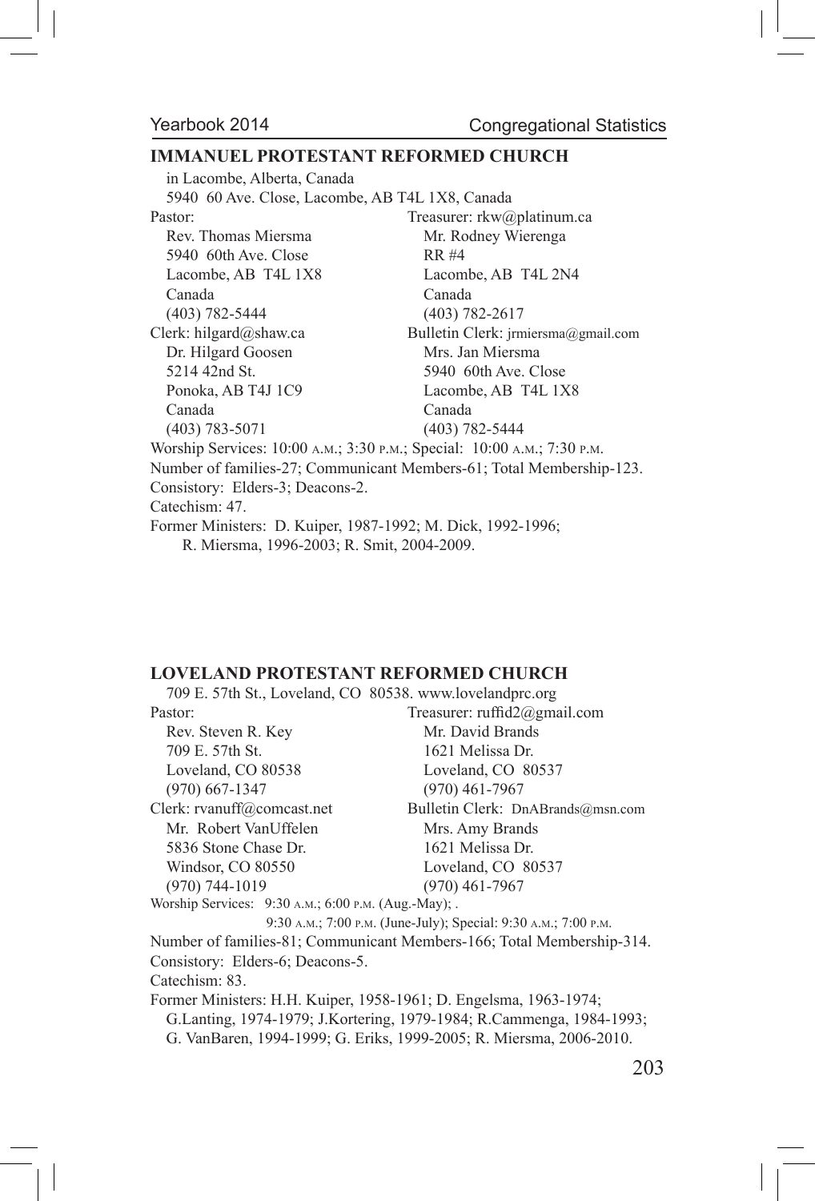## IMMANUEL PROTESTANT REFORMED CHURCH

in Lacombe, Alberta, Canada
5940 60 Ave. Close, Lacombe, AB T4L 1X8, Canada

Pastor:
Rev. Thomas Miersma
5940 60th Ave. Close
Lacombe, AB T4L 1X8
Canada
(403) 782-5444

Treasurer: rkw@platinum.ca
Mr. Rodney Wierenga
RR #4
Lacombe, AB T4L 2N4
Canada
(403) 782-2617

Clerk: hilgard@shaw.ca
Dr. Hilgard Goosen
5214 42nd St.
Ponoka, AB T4J 1C9
Canada
(403) 783-5071

Bulletin Clerk: jrmiersma@gmail.com
Mrs. Jan Miersma
5940 60th Ave. Close
Lacombe, AB T4L 1X8
Canada
(403) 782-5444

Worship Services: 10:00 A.M.; 3:30 P.M.; Special: 10:00 A.M.; 7:30 P.M.
Number of families-27; Communicant Members-61; Total Membership-123.
Consistory: Elders-3; Deacons-2.
Catechism: 47.
Former Ministers: D. Kuiper, 1987-1992; M. Dick, 1992-1996;
R. Miersma, 1996-2003; R. Smit, 2004-2009.

## LOVELAND PROTESTANT REFORMED CHURCH

709 E. 57th St., Loveland, CO 80538. www.lovelandprc.org

Pastor:
Rev. Steven R. Key
709 E. 57th St.
Loveland, CO 80538
(970) 667-1347

Treasurer: ruffid2@gmail.com
Mr. David Brands
1621 Melissa Dr.
Loveland, CO 80537
(970) 461-7967

Clerk: rvanuff@comcast.net
Mr. Robert VanUffelen
5836 Stone Chase Dr.
Windsor, CO 80550
(970) 744-1019

Bulletin Clerk: DnABrands@msn.com
Mrs. Amy Brands
1621 Melissa Dr.
Loveland, CO 80537
(970) 461-7967

Worship Services: 9:30 A.M.; 6:00 P.M. (Aug.-May); .
9:30 A.M.; 7:00 P.M. (June-July); Special: 9:30 A.M.; 7:00 P.M.
Number of families-81; Communicant Members-166; Total Membership-314.
Consistory: Elders-6; Deacons-5.
Catechism: 83.
Former Ministers: H.H. Kuiper, 1958-1961; D. Engelsma, 1963-1974;
G.Lanting, 1974-1979; J.Kortering, 1979-1984; R.Cammenga, 1984-1993;
G. VanBaren, 1994-1999; G. Eriks, 1999-2005; R. Miersma, 2006-2010.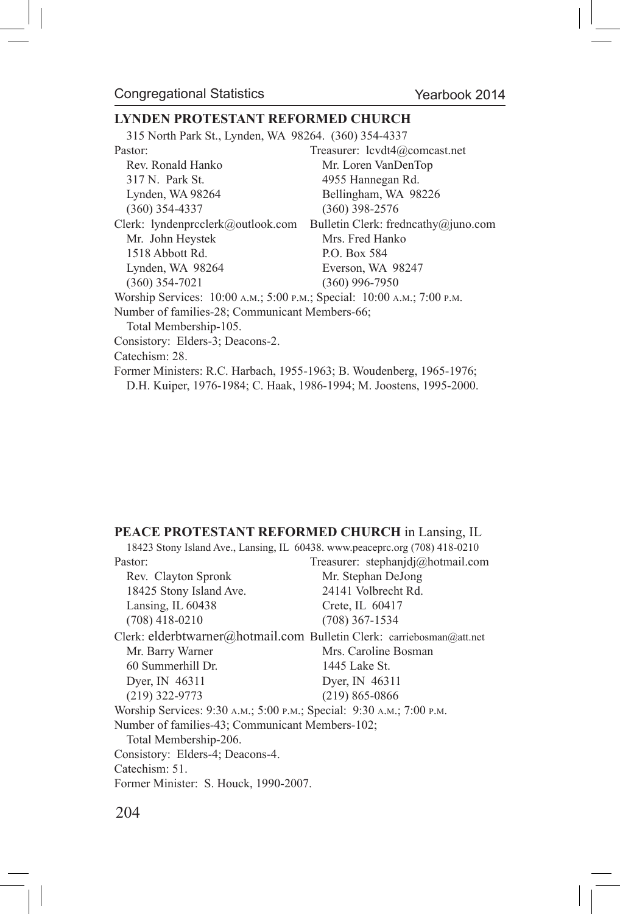## LYNDEN PROTESTANT REFORMED CHURCH

315 North Park St., Lynden, WA 98264. (360) 354-4337

Pastor:
Rev. Ronald Hanko
317 N. Park St.
Lynden, WA 98264
(360) 354-4337

Treasurer: lcvdt4@comcast.net
Mr. Loren VanDenTop
4955 Hannegan Rd.
Bellingham, WA 98226
(360) 398-2576

Clerk: lyndenprcclerk@outlook.com
Mr. John Heystek
1518 Abbott Rd.
Lynden, WA 98264
(360) 354-7021

Bulletin Clerk: fredncathy@juno.com
Mrs. Fred Hanko
P.O. Box 584
Everson, WA 98247
(360) 996-7950

Worship Services: 10:00 A.M.; 5:00 P.M.; Special: 10:00 A.M.; 7:00 P.M.
Number of families-28; Communicant Members-66;
Total Membership-105.
Consistory: Elders-3; Deacons-2.
Catechism: 28.
Former Ministers: R.C. Harbach, 1955-1963; B. Woudenberg, 1965-1976; D.H. Kuiper, 1976-1984; C. Haak, 1986-1994; M. Joostens, 1995-2000.

## PEACE PROTESTANT REFORMED CHURCH in Lansing, IL

18423 Stony Island Ave., Lansing, IL 60438. www.peaceprc.org (708) 418-0210

Pastor:
Rev. Clayton Spronk
18425 Stony Island Ave.
Lansing, IL 60438
(708) 418-0210

Treasurer: stephanjdj@hotmail.com
Mr. Stephan DeJong
24141 Volbrecht Rd.
Crete, IL 60417
(708) 367-1534

Clerk: elderbtwarner@hotmail.com
Mr. Barry Warner
60 Summerhill Dr.
Dyer, IN 46311
(219) 322-9773

Bulletin Clerk: carriebosman@att.net
Mrs. Caroline Bosman
1445 Lake St.
Dyer, IN 46311
(219) 865-0866

Worship Services: 9:30 A.M.; 5:00 P.M.; Special: 9:30 A.M.; 7:00 P.M.
Number of families-43; Communicant Members-102;
Total Membership-206.
Consistory: Elders-4; Deacons-4.
Catechism: 51.
Former Minister: S. Houck, 1990-2007.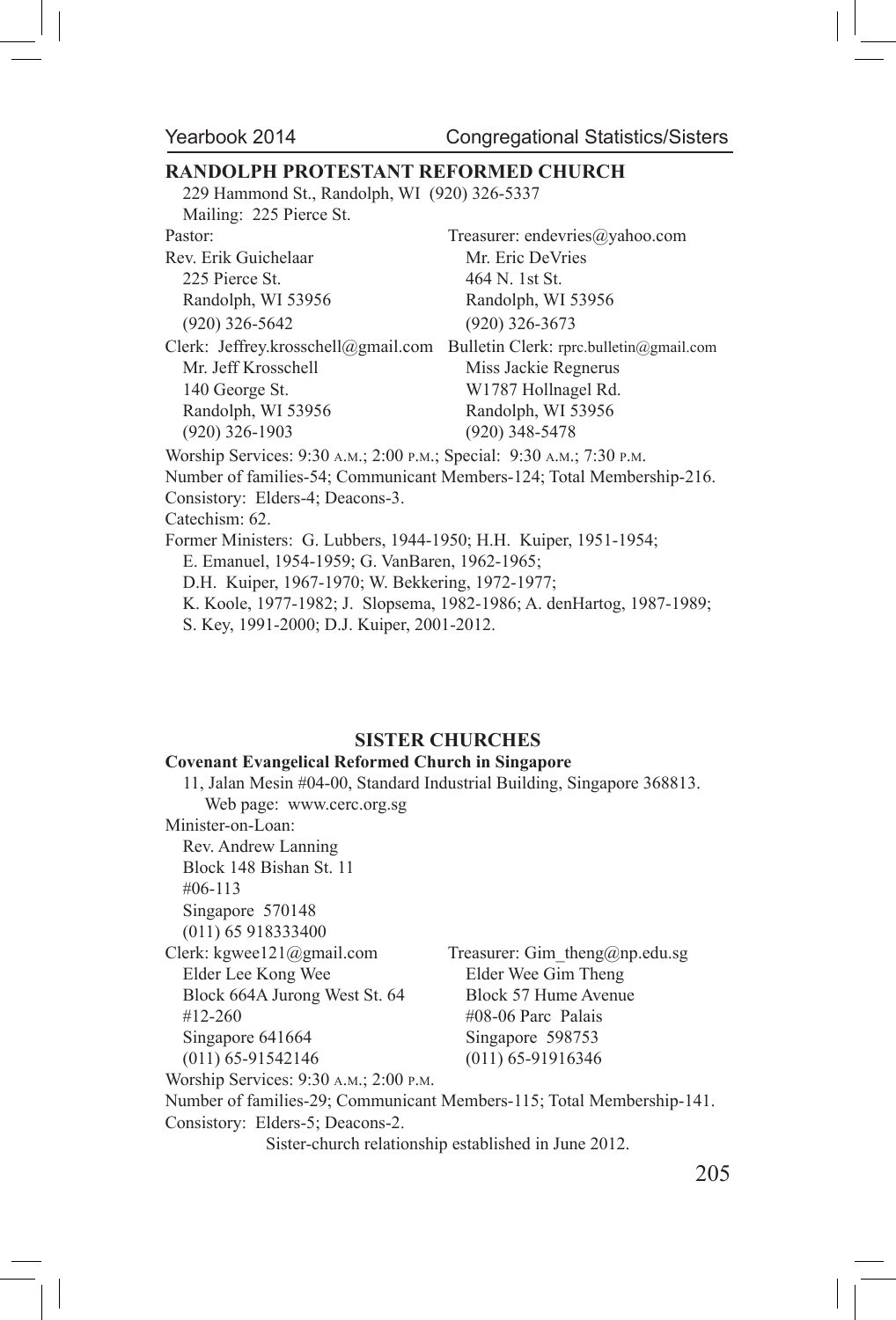## RANDOLPH PROTESTANT REFORMED CHURCH

229 Hammond St., Randolph, WI (920) 326-5337
Mailing: 225 Pierce St.

| | |
|---|---|
| Pastor: | Treasurer: endevries@yahoo.com |
| Rev. Erik Guichelaar | Mr. Eric DeVries |
| 225 Pierce St. | 464 N. 1st St. |
| Randolph, WI 53956 | Randolph, WI 53956 |
| (920) 326-5642 | (920) 326-3673 |
| Clerk: Jeffrey.krosschell@gmail.com | Bulletin Clerk: rprc.bulletin@gmail.com |
| Mr. Jeff Krosschell | Miss Jackie Regnerus |
| 140 George St. | W1787 Hollnagel Rd. |
| Randolph, WI 53956 | Randolph, WI 53956 |
| (920) 326-1903 | (920) 348-5478 |

Worship Services: 9:30 A.M.; 2:00 P.M.; Special: 9:30 A.M.; 7:30 P.M.
Number of families-54; Communicant Members-124; Total Membership-216.
Consistory: Elders-4; Deacons-3.
Catechism: 62.
Former Ministers: G. Lubbers, 1944-1950; H.H. Kuiper, 1951-1954;
E. Emanuel, 1954-1959; G. VanBaren, 1962-1965;
D.H. Kuiper, 1967-1970; W. Bekkering, 1972-1977;
K. Koole, 1977-1982; J. Slopsema, 1982-1986; A. denHartog, 1987-1989;
S. Key, 1991-2000; D.J. Kuiper, 2001-2012.

## SISTER CHURCHES

**Covenant Evangelical Reformed Church in Singapore**

11, Jalan Mesin #04-00, Standard Industrial Building, Singapore 368813.
Web page: www.cerc.org.sg

Minister-on-Loan:
Rev. Andrew Lanning
Block 148 Bishan St. 11
#06-113
Singapore 570148
(011) 65 918333400

| | |
|---|---|
| Clerk: kgwee121@gmail.com | Treasurer: Gim_theng@np.edu.sg |
| Elder Lee Kong Wee | Elder Wee Gim Theng |
| Block 664A Jurong West St. 64 | Block 57 Hume Avenue |
| #12-260 | #08-06 Parc Palais |
| Singapore 641664 | Singapore 598753 |
| (011) 65-91542146 | (011) 65-91916346 |

Worship Services: 9:30 A.M.; 2:00 P.M.
Number of families-29; Communicant Members-115; Total Membership-141.
Consistory: Elders-5; Deacons-2.

Sister-church relationship established in June 2012.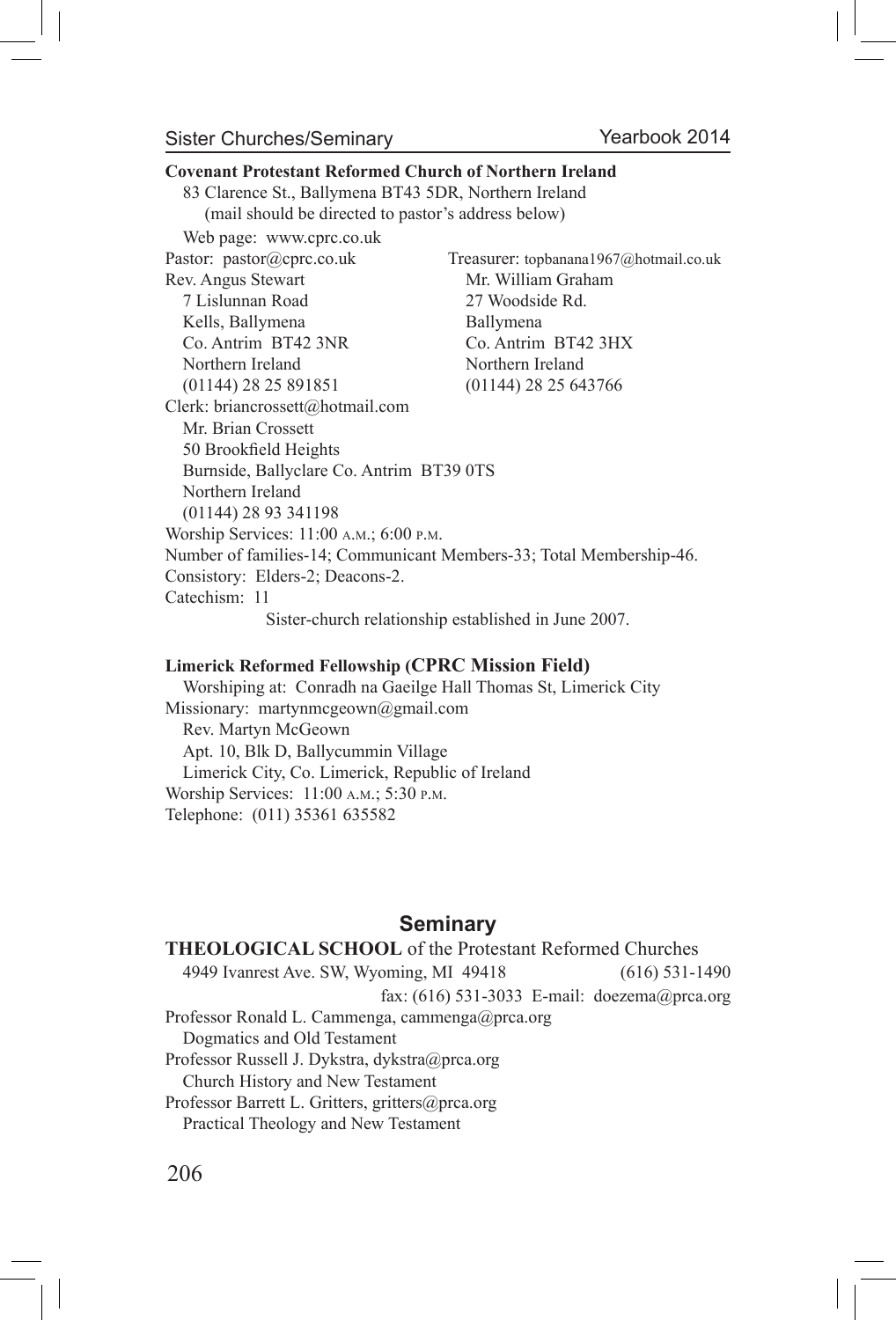**Covenant Protestant Reformed Church of Northern Ireland**

83 Clarence St., Ballymena BT43 5DR, Northern Ireland
(mail should be directed to pastor's address below)

Web page: www.cprc.co.uk

Pastor: pastor@cprc.co.uk
Rev. Angus Stewart
7 Lislunnan Road
Kells, Ballymena
Co. Antrim BT42 3NR
Northern Ireland
(01144) 28 25 891851

Treasurer: topbanana1967@hotmail.co.uk
Mr. William Graham
27 Woodside Rd.
Ballymena
Co. Antrim BT42 3HX
Northern Ireland
(01144) 28 25 643766

Clerk: briancrossett@hotmail.com
Mr. Brian Crossett
50 Brookfield Heights
Burnside, Ballyclare Co. Antrim BT39 0TS
Northern Ireland
(01144) 28 93 341198

Worship Services: 11:00 A.M.; 6:00 P.M.
Number of families-14; Communicant Members-33; Total Membership-46.
Consistory: Elders-2; Deacons-2.
Catechism: 11

Sister-church relationship established in June 2007.

**Limerick Reformed Fellowship (CPRC Mission Field)**

Worshiping at: Conradh na Gaeilge Hall Thomas St, Limerick City

Missionary: martynmcgeown@gmail.com
Rev. Martyn McGeown
Apt. 10, Blk D, Ballycummin Village
Limerick City, Co. Limerick, Republic of Ireland

Worship Services: 11:00 A.M.; 5:30 P.M.
Telephone: (011) 35361 635582

## Seminary

**THEOLOGICAL SCHOOL** of the Protestant Reformed Churches
4949 Ivanrest Ave. SW, Wyoming, MI 49418 (616) 531-1490
fax: (616) 531-3033 E-mail: doezema@prca.org

Professor Ronald L. Cammenga, cammenga@prca.org
Dogmatics and Old Testament

Professor Russell J. Dykstra, dykstra@prca.org
Church History and New Testament

Professor Barrett L. Gritters, gritters@prca.org
Practical Theology and New Testament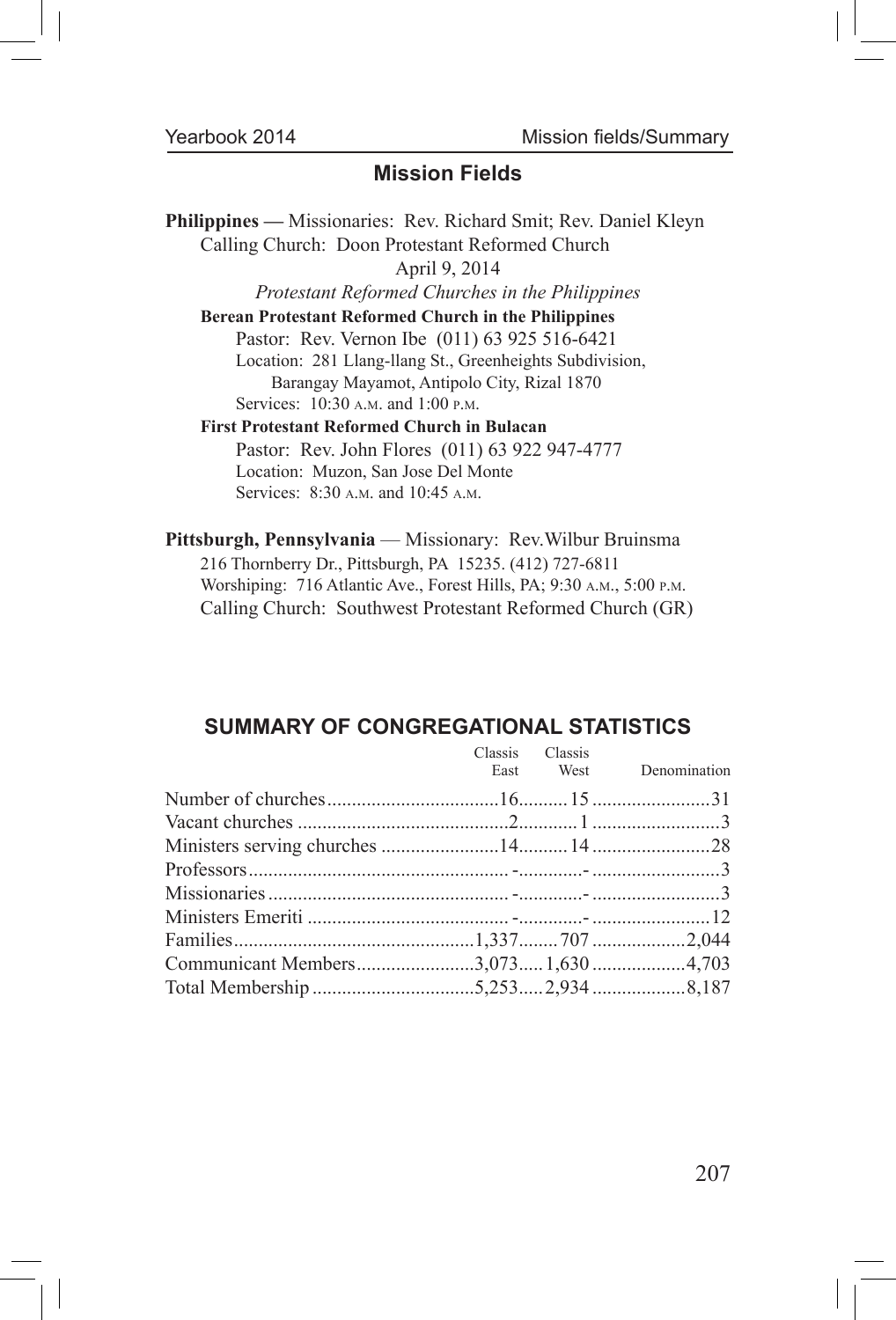## Mission Fields

**Philippines —** Missionaries: Rev. Richard Smit; Rev. Daniel Kleyn
Calling Church: Doon Protestant Reformed Church
April 9, 2014

*Protestant Reformed Churches in the Philippines*

**Berean Protestant Reformed Church in the Philippines**
Pastor: Rev. Vernon Ibe (011) 63 925 516-6421
Location: 281 Llang-llang St., Greenheights Subdivision, Barangay Mayamot, Antipolo City, Rizal 1870
Services: 10:30 A.M. and 1:00 P.M.

**First Protestant Reformed Church in Bulacan**
Pastor: Rev. John Flores (011) 63 922 947-4777
Location: Muzon, San Jose Del Monte
Services: 8:30 A.M. and 10:45 A.M.

**Pittsburgh, Pennsylvania** — Missionary: Rev.Wilbur Bruinsma
216 Thornberry Dr., Pittsburgh, PA 15235. (412) 727-6811
Worshiping: 716 Atlantic Ave., Forest Hills, PA; 9:30 A.M., 5:00 P.M.
Calling Church: Southwest Protestant Reformed Church (GR)

## SUMMARY OF CONGREGATIONAL STATISTICS

| | Classis East | Classis West | Denomination |
|---|---|---|---|
| Number of churches | 16 | 15 | 31 |
| Vacant churches | 2 | 1 | 3 |
| Ministers serving churches | 14 | 14 | 28 |
| Professors | - | - | 3 |
| Missionaries | - | - | 3 |
| Ministers Emeriti | - | - | 12 |
| Families | 1,337 | 707 | 2,044 |
| Communicant Members | 3,073 | 1,630 | 4,703 |
| Total Membership | 5,253 | 2,934 | 8,187 |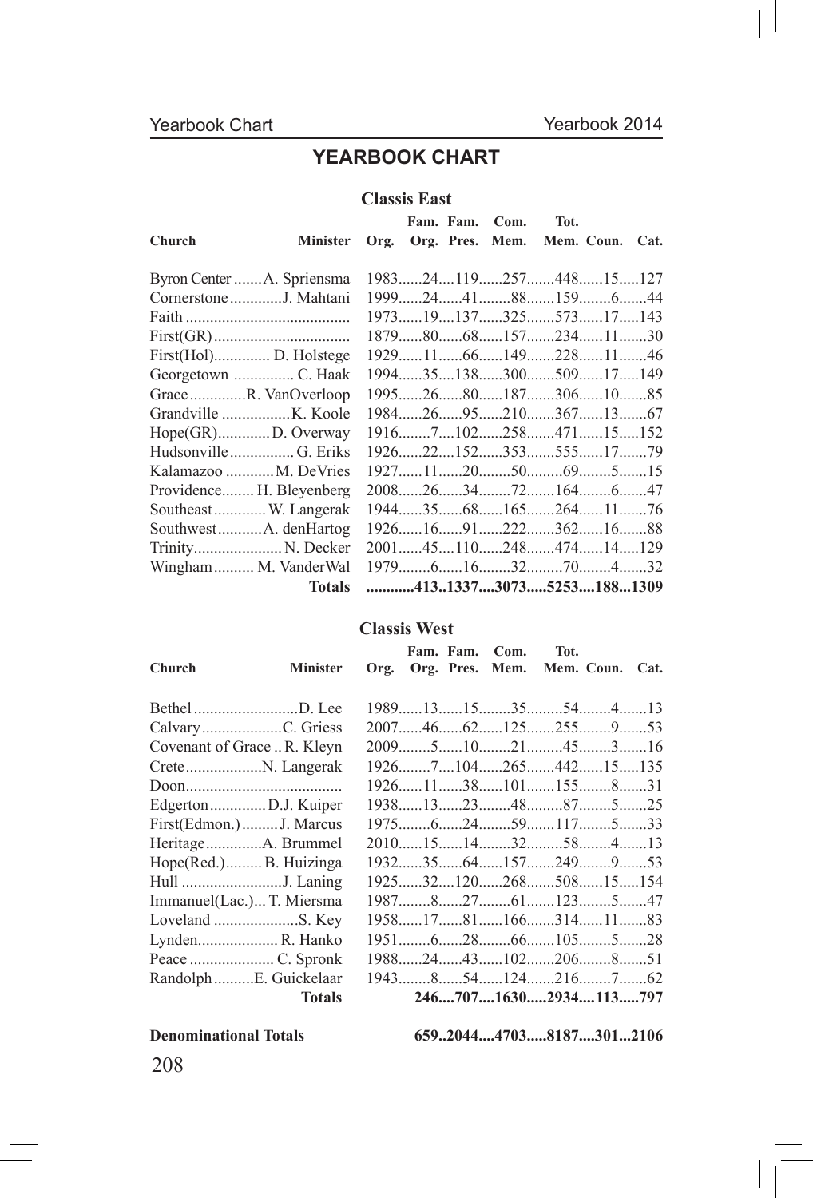# YEARBOOK CHART

## Classis East

| Church | Minister | Org. | Fam. Org. | Fam. Pres. | Com. Mem. | Tot. Mem. | Coun. | Cat. |
|---|---|---|---|---|---|---|---|---|
| Byron Center | A. Spriensma | 1983 | 24 | 119 | 257 | 448 | 15 | 127 |
| Cornerstone | J. Mahtani | 1999 | 24 | 41 | 88 | 159 | 6 | 44 |
| Faith | | 1973 | 19 | 137 | 325 | 573 | 17 | 143 |
| First(GR) | | 1879 | 80 | 68 | 157 | 234 | 11 | 30 |
| First(Hol) | D. Holstege | 1929 | 11 | 66 | 149 | 228 | 11 | 46 |
| Georgetown | C. Haak | 1994 | 35 | 138 | 300 | 509 | 17 | 149 |
| Grace | R. VanOverloop | 1995 | 26 | 80 | 187 | 306 | 10 | 85 |
| Grandville | K. Koole | 1984 | 26 | 95 | 210 | 367 | 13 | 67 |
| Hope(GR) | D. Overway | 1916 | 7 | 102 | 258 | 471 | 15 | 152 |
| Hudsonville | G. Eriks | 1926 | 22 | 152 | 353 | 555 | 17 | 79 |
| Kalamazoo | M. DeVries | 1927 | 11 | 20 | 50 | 69 | 5 | 15 |
| Providence | H. Bleyenberg | 2008 | 26 | 34 | 72 | 164 | 6 | 47 |
| Southeast | W. Langerak | 1944 | 35 | 68 | 165 | 264 | 11 | 76 |
| Southwest | A. denHartog | 1926 | 16 | 91 | 222 | 362 | 16 | 88 |
| Trinity | N. Decker | 2001 | 45 | 110 | 248 | 474 | 14 | 129 |
| Wingham | M. VanderWal | 1979 | 6 | 16 | 32 | 70 | 4 | 32 |
| | **Totals** | | **413** | **1337** | **3073** | **5253** | **188** | **1309** |

## Classis West

| Church | Minister | Org. | Fam. Org. | Fam. Pres. | Com. Mem. | Tot. Mem. | Coun. | Cat. |
|---|---|---|---|---|---|---|---|---|
| Bethel | D. Lee | 1989 | 13 | 15 | 35 | 54 | 4 | 13 |
| Calvary | C. Griess | 2007 | 46 | 62 | 125 | 255 | 9 | 53 |
| Covenant of Grace | R. Kleyn | 2009 | 5 | 10 | 21 | 45 | 3 | 16 |
| Crete | N. Langerak | 1926 | 7 | 104 | 265 | 442 | 15 | 135 |
| Doon | | 1926 | 11 | 38 | 101 | 155 | 8 | 31 |
| Edgerton | D.J. Kuiper | 1938 | 13 | 23 | 48 | 87 | 5 | 25 |
| First(Edmon.) | J. Marcus | 1975 | 6 | 24 | 59 | 117 | 5 | 33 |
| Heritage | A. Brummel | 2010 | 15 | 14 | 32 | 58 | 4 | 13 |
| Hope(Red.) | B. Huizinga | 1932 | 35 | 64 | 157 | 249 | 9 | 53 |
| Hull | J. Laning | 1925 | 32 | 120 | 268 | 508 | 15 | 154 |
| Immanuel(Lac.) | T. Miersma | 1987 | 8 | 27 | 61 | 123 | 5 | 47 |
| Loveland | S. Key | 1958 | 17 | 81 | 166 | 314 | 11 | 83 |
| Lynden | R. Hanko | 1951 | 6 | 28 | 66 | 105 | 5 | 28 |
| Peace | C. Spronk | 1988 | 24 | 43 | 102 | 206 | 8 | 51 |
| Randolph | E. Guickelaar | 1943 | 8 | 54 | 124 | 216 | 7 | 62 |
| | **Totals** | | **246** | **707** | **1630** | **2934** | **113** | **797** |

**Denominational Totals** **659..2044....4703.....8187....301...2106**